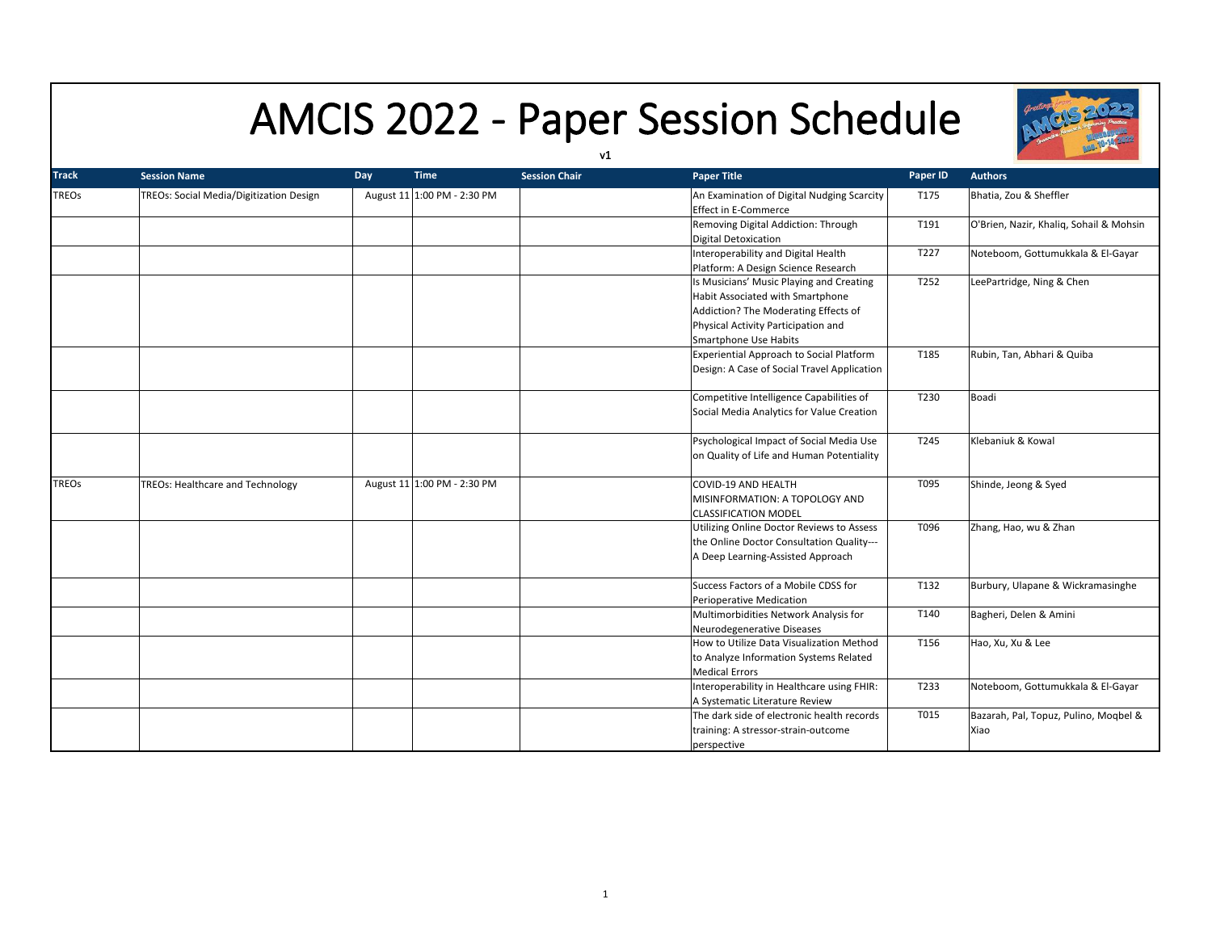# AMCIS 2022 - Paper Session Schedule

**v1**

| Track | Session Name | Day | Time | Session Chair | Paper Title | Paper ID | Authors |
|---|---|---|---|---|---|---|---|
| TREOs | TREOs: Social Media/Digitization Design | August 11 | 1:00 PM - 2:30 PM | | An Examination of Digital Nudging Scarcity Effect in E-Commerce | T175 | Bhatia, Zou & Sheffler |
| | | | | | Removing Digital Addiction: Through Digital Detoxication | T191 | O'Brien, Nazir, Khaliq, Sohail & Mohsin |
| | | | | | Interoperability and Digital Health Platform: A Design Science Research | T227 | Noteboom, Gottumukkala & El-Gayar |
| | | | | | Is Musicians' Music Playing and Creating Habit Associated with Smartphone Addiction? The Moderating Effects of Physical Activity Participation and Smartphone Use Habits | T252 | LeePartridge, Ning & Chen |
| | | | | | Experiential Approach to Social Platform Design: A Case of Social Travel Application | T185 | Rubin, Tan, Abhari & Quiba |
| | | | | | Competitive Intelligence Capabilities of Social Media Analytics for Value Creation | T230 | Boadi |
| | | | | | Psychological Impact of Social Media Use on Quality of Life and Human Potentiality | T245 | Klebaniuk & Kowal |
| TREOs | TREOs: Healthcare and Technology | August 11 | 1:00 PM - 2:30 PM | | COVID-19 AND HEALTH MISINFORMATION: A TOPOLOGY AND CLASSIFICATION MODEL | T095 | Shinde, Jeong & Syed |
| | | | | | Utilizing Online Doctor Reviews to Assess the Online Doctor Consultation Quality---A Deep Learning-Assisted Approach | T096 | Zhang, Hao, wu & Zhan |
| | | | | | Success Factors of a Mobile CDSS for Perioperative Medication | T132 | Burbury, Ulapane & Wickramasinghe |
| | | | | | Multimorbidities Network Analysis for Neurodegenerative Diseases | T140 | Bagheri, Delen & Amini |
| | | | | | How to Utilize Data Visualization Method to Analyze Information Systems Related Medical Errors | T156 | Hao, Xu, Xu & Lee |
| | | | | | Interoperability in Healthcare using FHIR: A Systematic Literature Review | T233 | Noteboom, Gottumukkala & El-Gayar |
| | | | | | The dark side of electronic health records training: A stressor-strain-outcome perspective | T015 | Bazarah, Pal, Topuz, Pulino, Moqbel & Xiao |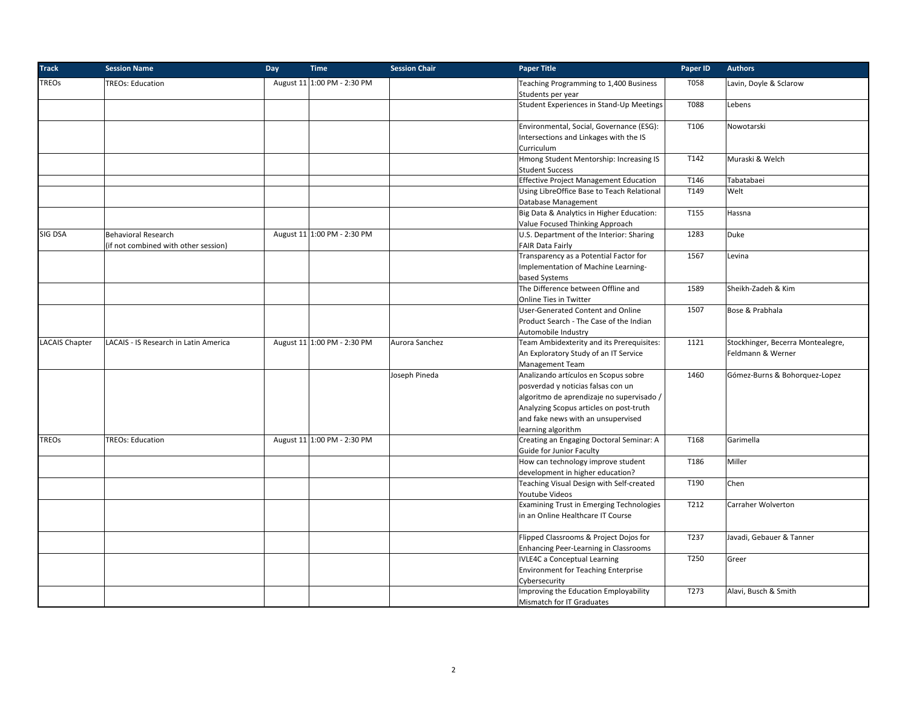| Track | Session Name | Day | Time | Session Chair | Paper Title | Paper ID | Authors |
|---|---|---|---|---|---|---|---|
| TREOs | TREOs: Education | August 11 | 1:00 PM - 2:30 PM | | Teaching Programming to 1,400 Business Students per year | T058 | Lavin, Doyle & Sclarow |
| | | | | | Student Experiences in Stand-Up Meetings | T088 | Lebens |
| | | | | | Environmental, Social, Governance (ESG): Intersections and Linkages with the IS Curriculum | T106 | Nowotarski |
| | | | | | Hmong Student Mentorship: Increasing IS Student Success | T142 | Muraski & Welch |
| | | | | | Effective Project Management Education | T146 | Tabatabaei |
| | | | | | Using LibreOffice Base to Teach Relational Database Management | T149 | Welt |
| | | | | | Big Data & Analytics in Higher Education: Value Focused Thinking Approach | T155 | Hassna |
| SIG DSA | Behavioral Research (if not combined with other session) | August 11 | 1:00 PM - 2:30 PM | | U.S. Department of the Interior: Sharing FAIR Data Fairly | 1283 | Duke |
| | | | | | Transparency as a Potential Factor for Implementation of Machine Learning-based Systems | 1567 | Levina |
| | | | | | The Difference between Offline and Online Ties in Twitter | 1589 | Sheikh-Zadeh & Kim |
| | | | | | User-Generated Content and Online Product Search - The Case of the Indian Automobile Industry | 1507 | Bose & Prabhala |
| LACAIS Chapter | LACAIS - IS Research in Latin America | August 11 | 1:00 PM - 2:30 PM | Aurora Sanchez | Team Ambidexterity and its Prerequisites: An Exploratory Study of an IT Service Management Team | 1121 | Stockhinger, Becerra Montealegre, Feldmann & Werner |
| | | | | Joseph Pineda | Analizando artículos en Scopus sobre posverdad y noticias falsas con un algoritmo de aprendizaje no supervisado / Analyzing Scopus articles on post-truth and fake news with an unsupervised learning algorithm | 1460 | Gómez-Burns & Bohorquez-Lopez |
| TREOs | TREOs: Education | August 11 | 1:00 PM - 2:30 PM | | Creating an Engaging Doctoral Seminar: A Guide for Junior Faculty | T168 | Garimella |
| | | | | | How can technology improve student development in higher education? | T186 | Miller |
| | | | | | Teaching Visual Design with Self-created Youtube Videos | T190 | Chen |
| | | | | | Examining Trust in Emerging Technologies in an Online Healthcare IT Course | T212 | Carraher Wolverton |
| | | | | | Flipped Classrooms & Project Dojos for Enhancing Peer-Learning in Classrooms | T237 | Javadi, Gebauer & Tanner |
| | | | | | IVLE4C a Conceptual Learning Environment for Teaching Enterprise Cybersecurity | T250 | Greer |
| | | | | | Improving the Education Employability Mismatch for IT Graduates | T273 | Alavi, Busch & Smith |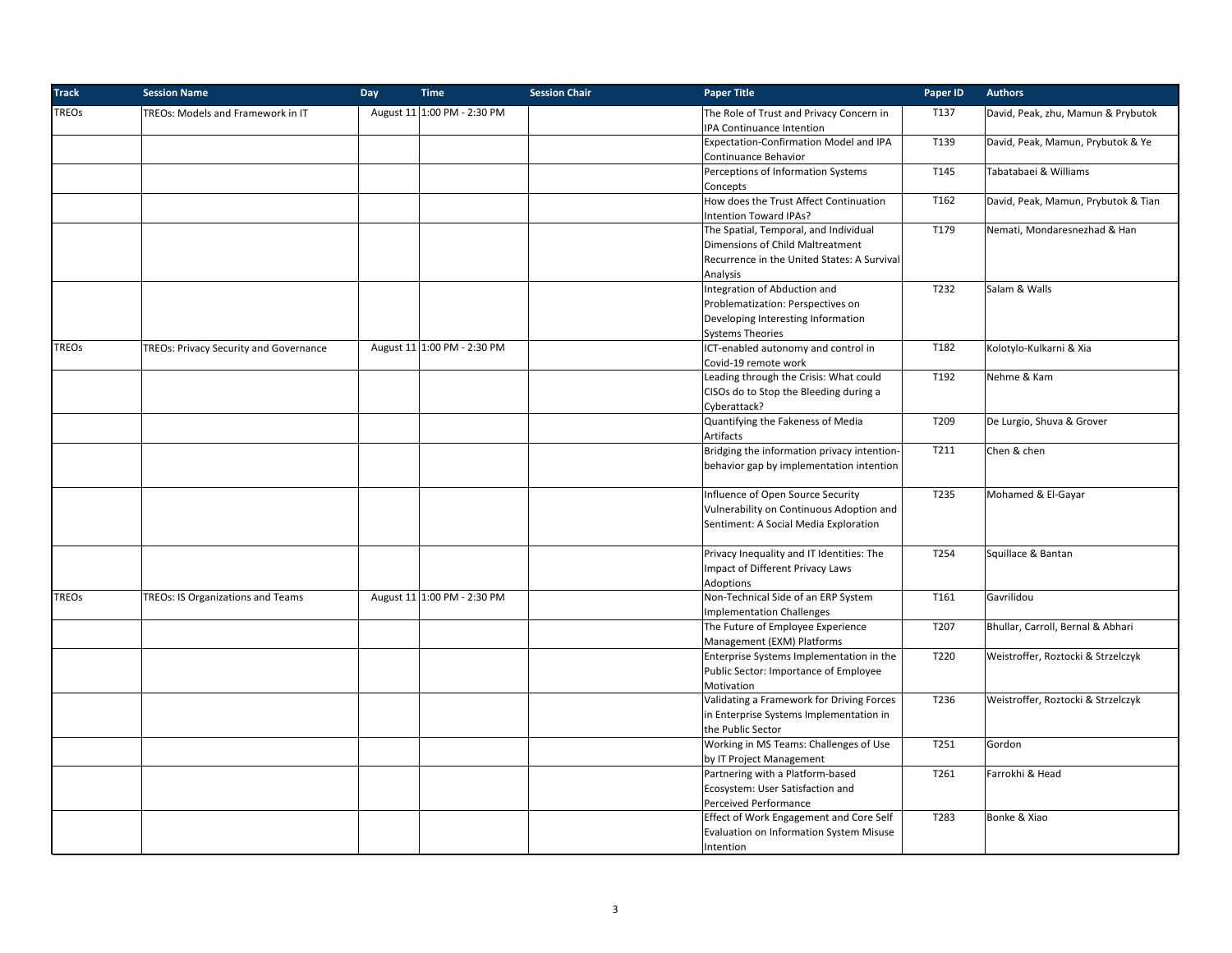| Track | Session Name | Day | Time | Session Chair | Paper Title | Paper ID | Authors |
|---|---|---|---|---|---|---|---|
| TREOs | TREOs: Models and Framework in IT | August 11 | 1:00 PM - 2:30 PM | | The Role of Trust and Privacy Concern in IPA Continuance Intention | T137 | David, Peak, zhu, Mamun & Prybutok |
| | | | | | Expectation-Confirmation Model and IPA Continuance Behavior | T139 | David, Peak, Mamun, Prybutok & Ye |
| | | | | | Perceptions of Information Systems Concepts | T145 | Tabatabaei & Williams |
| | | | | | How does the Trust Affect Continuation Intention Toward IPAs? | T162 | David, Peak, Mamun, Prybutok & Tian |
| | | | | | The Spatial, Temporal, and Individual Dimensions of Child Maltreatment Recurrence in the United States: A Survival Analysis | T179 | Nemati, Mondaresnezhad & Han |
| | | | | | Integration of Abduction and Problematization: Perspectives on Developing Interesting Information Systems Theories | T232 | Salam & Walls |
| TREOs | TREOs: Privacy Security and Governance | August 11 | 1:00 PM - 2:30 PM | | ICT-enabled autonomy and control in Covid-19 remote work | T182 | Kolotylo-Kulkarni & Xia |
| | | | | | Leading through the Crisis: What could CISOs do to Stop the Bleeding during a Cyberattack? | T192 | Nehme & Kam |
| | | | | | Quantifying the Fakeness of Media Artifacts | T209 | De Lurgio, Shuva & Grover |
| | | | | | Bridging the information privacy intention-behavior gap by implementation intention | T211 | Chen & chen |
| | | | | | Influence of Open Source Security Vulnerability on Continuous Adoption and Sentiment: A Social Media Exploration | T235 | Mohamed & El-Gayar |
| | | | | | Privacy Inequality and IT Identities: The Impact of Different Privacy Laws Adoptions | T254 | Squillace & Bantan |
| TREOs | TREOs: IS Organizations and Teams | August 11 | 1:00 PM - 2:30 PM | | Non-Technical Side of an ERP System Implementation Challenges | T161 | Gavrilidou |
| | | | | | The Future of Employee Experience Management (EXM) Platforms | T207 | Bhullar, Carroll, Bernal & Abhari |
| | | | | | Enterprise Systems Implementation in the Public Sector: Importance of Employee Motivation | T220 | Weistroffer, Roztocki & Strzelczyk |
| | | | | | Validating a Framework for Driving Forces in Enterprise Systems Implementation in the Public Sector | T236 | Weistroffer, Roztocki & Strzelczyk |
| | | | | | Working in MS Teams: Challenges of Use by IT Project Management | T251 | Gordon |
| | | | | | Partnering with a Platform-based Ecosystem: User Satisfaction and Perceived Performance | T261 | Farrokhi & Head |
| | | | | | Effect of Work Engagement and Core Self Evaluation on Information System Misuse Intention | T283 | Bonke & Xiao |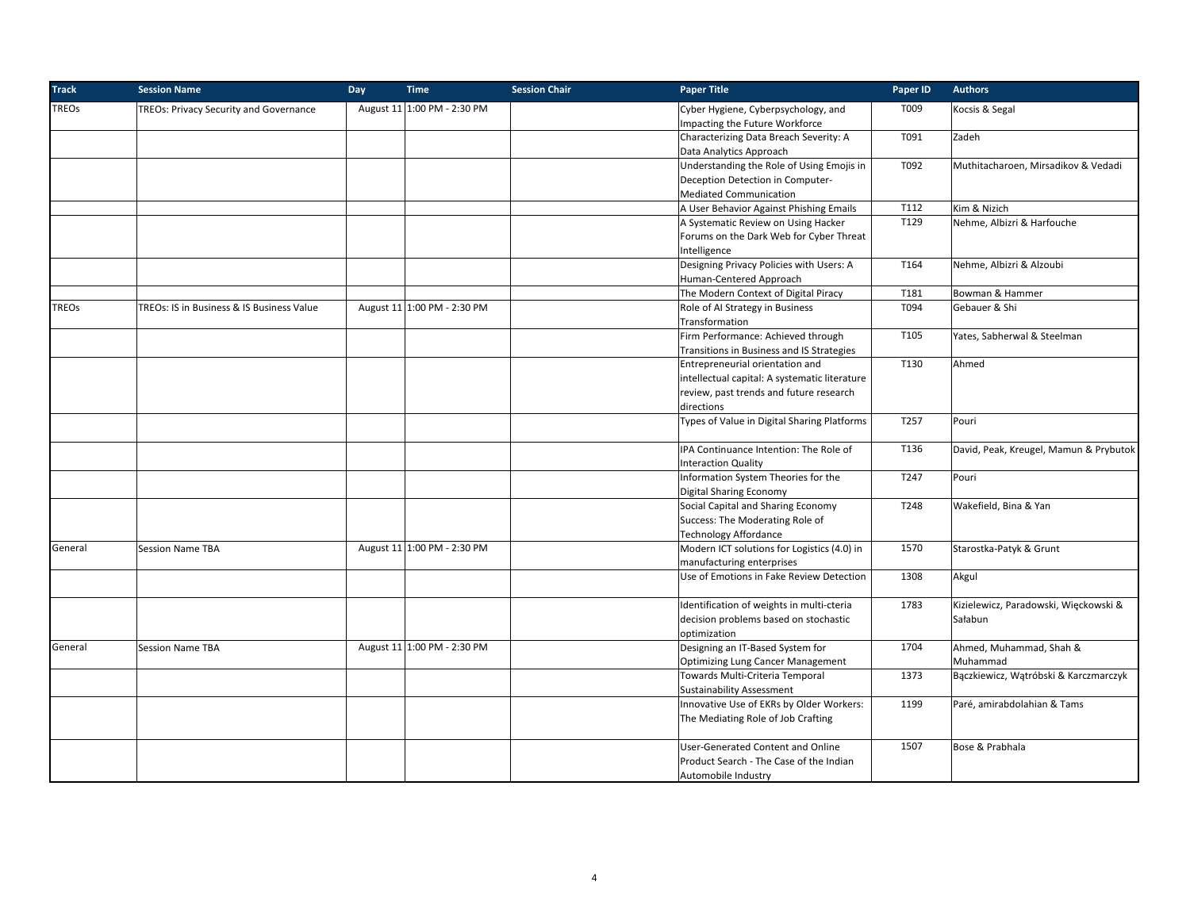| Track | Session Name | Day | Time | Session Chair | Paper Title | Paper ID | Authors |
|---|---|---|---|---|---|---|---|
| TREOs | TREOs: Privacy Security and Governance | August 11 | 1:00 PM - 2:30 PM | | Cyber Hygiene, Cyberpsychology, and Impacting the Future Workforce | T009 | Kocsis & Segal |
| | | | | | Characterizing Data Breach Severity: A Data Analytics Approach | T091 | Zadeh |
| | | | | | Understanding the Role of Using Emojis in Deception Detection in Computer-Mediated Communication | T092 | Muthitacharoen, Mirsadikov & Vedadi |
| | | | | | A User Behavior Against Phishing Emails | T112 | Kim & Nizich |
| | | | | | A Systematic Review on Using Hacker Forums on the Dark Web for Cyber Threat Intelligence | T129 | Nehme, Albizri & Harfouche |
| | | | | | Designing Privacy Policies with Users: A Human-Centered Approach | T164 | Nehme, Albizri & Alzoubi |
| | | | | | The Modern Context of Digital Piracy | T181 | Bowman & Hammer |
| TREOs | TREOs: IS in Business & IS Business Value | August 11 | 1:00 PM - 2:30 PM | | Role of AI Strategy in Business Transformation | T094 | Gebauer & Shi |
| | | | | | Firm Performance: Achieved through Transitions in Business and IS Strategies | T105 | Yates, Sabherwal & Steelman |
| | | | | | Entrepreneurial orientation and intellectual capital: A systematic literature review, past trends and future research directions | T130 | Ahmed |
| | | | | | Types of Value in Digital Sharing Platforms | T257 | Pouri |
| | | | | | IPA Continuance Intention: The Role of Interaction Quality | T136 | David, Peak, Kreugel, Mamun & Prybutok |
| | | | | | Information System Theories for the Digital Sharing Economy | T247 | Pouri |
| | | | | | Social Capital and Sharing Economy Success: The Moderating Role of Technology Affordance | T248 | Wakefield, Bina & Yan |
| General | Session Name TBA | August 11 | 1:00 PM - 2:30 PM | | Modern ICT solutions for Logistics (4.0) in manufacturing enterprises | 1570 | Starostka-Patyk & Grunt |
| | | | | | Use of Emotions in Fake Review Detection | 1308 | Akgul |
| | | | | | Identification of weights in multi-cteria decision problems based on stochastic optimization | 1783 | Kizielewicz, Paradowski, Więckowski & Sałabun |
| General | Session Name TBA | August 11 | 1:00 PM - 2:30 PM | | Designing an IT-Based System for Optimizing Lung Cancer Management | 1704 | Ahmed, Muhammad, Shah & Muhammad |
| | | | | | Towards Multi-Criteria Temporal Sustainability Assessment | 1373 | Bączkiewicz, Wątróbski & Karczmarczyk |
| | | | | | Innovative Use of EKRs by Older Workers: The Mediating Role of Job Crafting | 1199 | Paré, amirabdolahian & Tams |
| | | | | | User-Generated Content and Online Product Search - The Case of the Indian Automobile Industry | 1507 | Bose & Prabhala |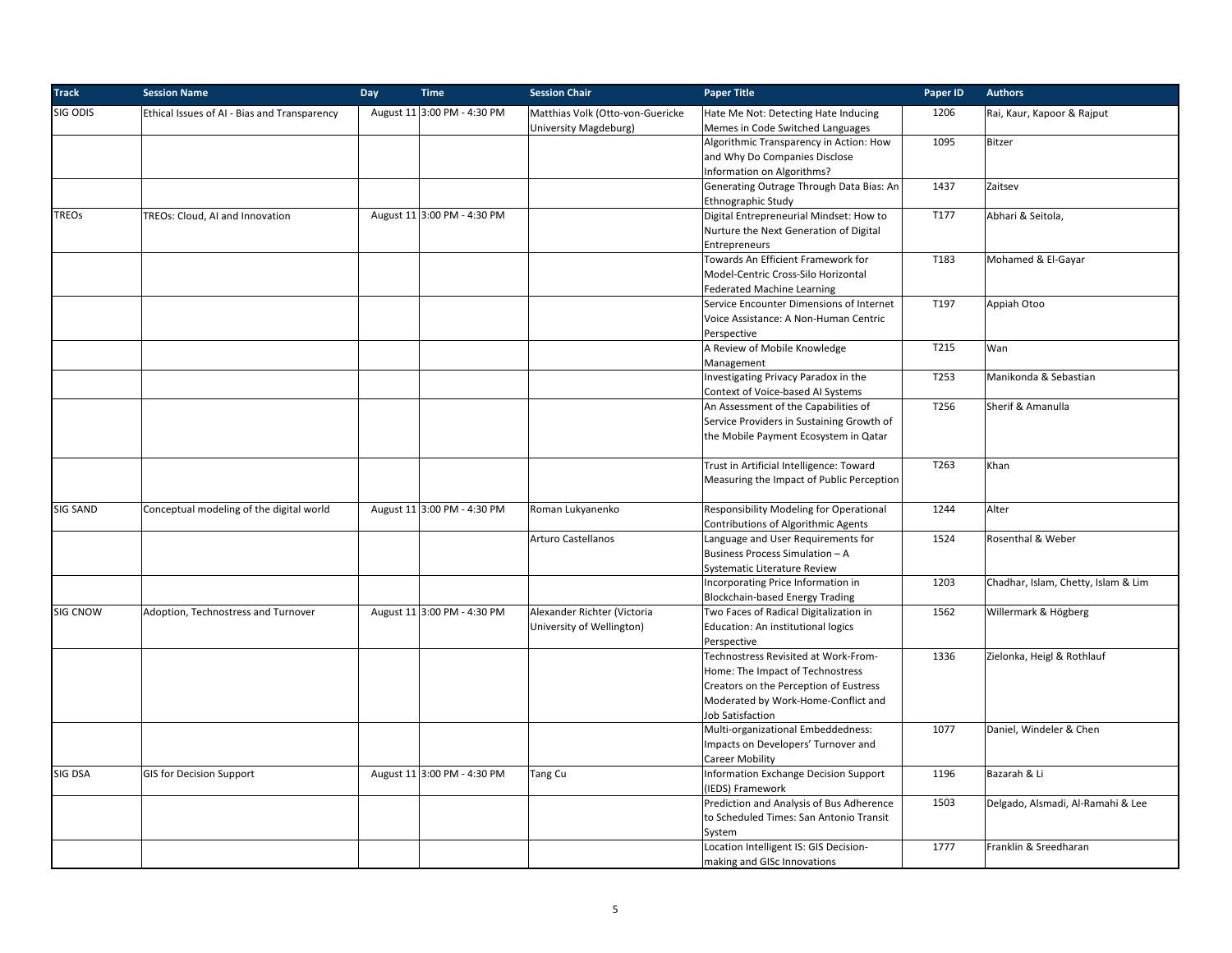| Track | Session Name | Day | Time | Session Chair | Paper Title | Paper ID | Authors |
|---|---|---|---|---|---|---|---|
| SIG ODIS | Ethical Issues of AI - Bias and Transparency | August 11 | 3:00 PM - 4:30 PM | Matthias Volk (Otto-von-Guericke University Magdeburg) | Hate Me Not: Detecting Hate Inducing Memes in Code Switched Languages | 1206 | Rai, Kaur, Kapoor & Rajput |
| | | | | | Algorithmic Transparency in Action: How and Why Do Companies Disclose Information on Algorithms? | 1095 | Bitzer |
| | | | | | Generating Outrage Through Data Bias: An Ethnographic Study | 1437 | Zaitsev |
| TREOs | TREOs: Cloud, AI and Innovation | August 11 | 3:00 PM - 4:30 PM | | Digital Entrepreneurial Mindset: How to Nurture the Next Generation of Digital Entrepreneurs | T177 | Abhari & Seitola, |
| | | | | | Towards An Efficient Framework for Model-Centric Cross-Silo Horizontal Federated Machine Learning | T183 | Mohamed & El-Gayar |
| | | | | | Service Encounter Dimensions of Internet Voice Assistance: A Non-Human Centric Perspective | T197 | Appiah Otoo |
| | | | | | A Review of Mobile Knowledge Management | T215 | Wan |
| | | | | | Investigating Privacy Paradox in the Context of Voice-based AI Systems | T253 | Manikonda & Sebastian |
| | | | | | An Assessment of the Capabilities of Service Providers in Sustaining Growth of the Mobile Payment Ecosystem in Qatar | T256 | Sherif & Amanulla |
| | | | | | Trust in Artificial Intelligence: Toward Measuring the Impact of Public Perception | T263 | Khan |
| SIG SAND | Conceptual modeling of the digital world | August 11 | 3:00 PM - 4:30 PM | Roman Lukyanenko | Responsibility Modeling for Operational Contributions of Algorithmic Agents | 1244 | Alter |
| | | | | Arturo Castellanos | Language and User Requirements for Business Process Simulation – A Systematic Literature Review | 1524 | Rosenthal & Weber |
| | | | | | Incorporating Price Information in Blockchain-based Energy Trading | 1203 | Chadhar, Islam, Chetty, Islam & Lim |
| SIG CNOW | Adoption, Technostress and Turnover | August 11 | 3:00 PM - 4:30 PM | Alexander Richter (Victoria University of Wellington) | Two Faces of Radical Digitalization in Education: An institutional logics Perspective | 1562 | Willermark & Högberg |
| | | | | | Technostress Revisited at Work-From-Home: The Impact of Technostress Creators on the Perception of Eustress Moderated by Work-Home-Conflict and Job Satisfaction | 1336 | Zielonka, Heigl & Rothlauf |
| | | | | | Multi-organizational Embeddedness: Impacts on Developers' Turnover and Career Mobility | 1077 | Daniel, Windeler & Chen |
| SIG DSA | GIS for Decision Support | August 11 | 3:00 PM - 4:30 PM | Tang Cu | Information Exchange Decision Support (IEDS) Framework | 1196 | Bazarah & Li |
| | | | | | Prediction and Analysis of Bus Adherence to Scheduled Times: San Antonio Transit System | 1503 | Delgado, Alsmadi, Al-Ramahi & Lee |
| | | | | | Location Intelligent IS: GIS Decision-making and GISc Innovations | 1777 | Franklin & Sreedharan |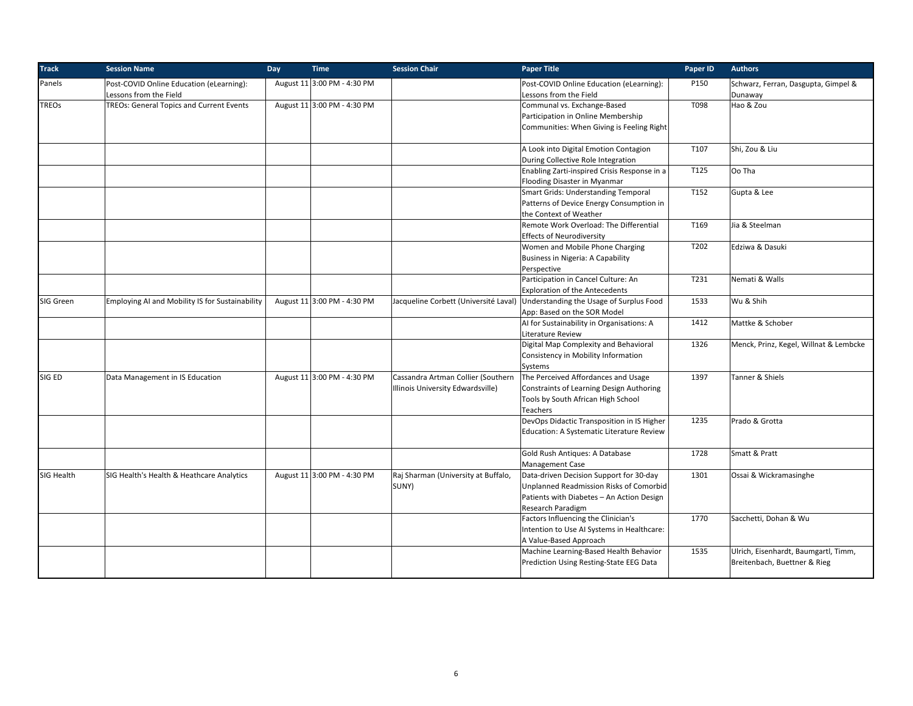| Track | Session Name | Day | Time | Session Chair | Paper Title | Paper ID | Authors |
|---|---|---|---|---|---|---|---|
| Panels | Post-COVID Online Education (eLearning): Lessons from the Field | August 11 | 3:00 PM - 4:30 PM | | Post-COVID Online Education (eLearning): Lessons from the Field | P150 | Schwarz, Ferran, Dasgupta, Gimpel & Dunaway |
| TREOs | TREOs: General Topics and Current Events | August 11 | 3:00 PM - 4:30 PM | | Communal vs. Exchange-Based Participation in Online Membership Communities: When Giving is Feeling Right | T098 | Hao & Zou |
| | | | | | A Look into Digital Emotion Contagion During Collective Role Integration | T107 | Shi, Zou & Liu |
| | | | | | Enabling Zarti-inspired Crisis Response in a Flooding Disaster in Myanmar | T125 | Oo Tha |
| | | | | | Smart Grids: Understanding Temporal Patterns of Device Energy Consumption in the Context of Weather | T152 | Gupta & Lee |
| | | | | | Remote Work Overload: The Differential Effects of Neurodiversity | T169 | Jia & Steelman |
| | | | | | Women and Mobile Phone Charging Business in Nigeria: A Capability Perspective | T202 | Edziwa & Dasuki |
| | | | | | Participation in Cancel Culture: An Exploration of the Antecedents | T231 | Nemati & Walls |
| SIG Green | Employing AI and Mobility IS for Sustainability | August 11 | 3:00 PM - 4:30 PM | Jacqueline Corbett (Université Laval) | Understanding the Usage of Surplus Food App: Based on the SOR Model | 1533 | Wu & Shih |
| | | | | | AI for Sustainability in Organisations: A Literature Review | 1412 | Mattke & Schober |
| | | | | | Digital Map Complexity and Behavioral Consistency in Mobility Information Systems | 1326 | Menck, Prinz, Kegel, Willnat & Lembcke |
| SIG ED | Data Management in IS Education | August 11 | 3:00 PM - 4:30 PM | Cassandra Artman Collier (Southern Illinois University Edwardsville) | The Perceived Affordances and Usage Constraints of Learning Design Authoring Tools by South African High School Teachers | 1397 | Tanner & Shiels |
| | | | | | DevOps Didactic Transposition in IS Higher Education: A Systematic Literature Review | 1235 | Prado & Grotta |
| | | | | | Gold Rush Antiques: A Database Management Case | 1728 | Smatt & Pratt |
| SIG Health | SIG Health's Health & Heathcare Analytics | August 11 | 3:00 PM - 4:30 PM | Raj Sharman (University at Buffalo, SUNY) | Data-driven Decision Support for 30-day Unplanned Readmission Risks of Comorbid Patients with Diabetes – An Action Design Research Paradigm | 1301 | Ossai & Wickramasinghe |
| | | | | | Factors Influencing the Clinician's Intention to Use AI Systems in Healthcare: A Value-Based Approach | 1770 | Sacchetti, Dohan & Wu |
| | | | | | Machine Learning-Based Health Behavior Prediction Using Resting-State EEG Data | 1535 | Ulrich, Eisenhardt, Baumgartl, Timm, Breitenbach, Buettner & Rieg |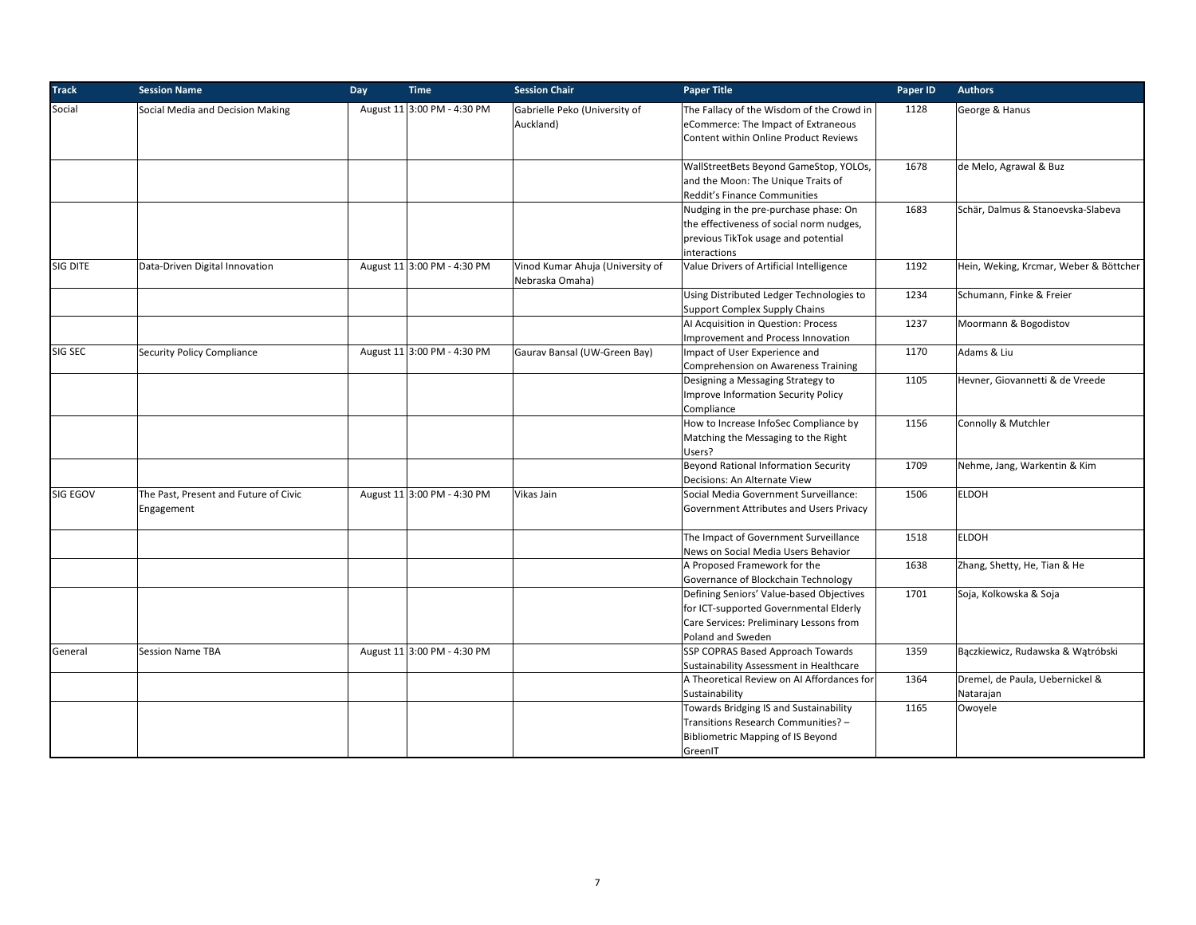| Track | Session Name | Day | Time | Session Chair | Paper Title | Paper ID | Authors |
|---|---|---|---|---|---|---|---|
| Social | Social Media and Decision Making | August 11 | 3:00 PM - 4:30 PM | Gabrielle Peko (University of Auckland) | The Fallacy of the Wisdom of the Crowd in eCommerce: The Impact of Extraneous Content within Online Product Reviews | 1128 | George & Hanus |
| | | | | | WallStreetBets Beyond GameStop, YOLOs, and the Moon: The Unique Traits of Reddit's Finance Communities | 1678 | de Melo, Agrawal & Buz |
| | | | | | Nudging in the pre-purchase phase: On the effectiveness of social norm nudges, previous TikTok usage and potential interactions | 1683 | Schär, Dalmus & Stanoevska-Slabeva |
| SIG DITE | Data-Driven Digital Innovation | August 11 | 3:00 PM - 4:30 PM | Vinod Kumar Ahuja (University of Nebraska Omaha) | Value Drivers of Artificial Intelligence | 1192 | Hein, Weking, Krcmar, Weber & Böttcher |
| | | | | | Using Distributed Ledger Technologies to Support Complex Supply Chains | 1234 | Schumann, Finke & Freier |
| | | | | | AI Acquisition in Question: Process Improvement and Process Innovation | 1237 | Moormann & Bogodistov |
| SIG SEC | Security Policy Compliance | August 11 | 3:00 PM - 4:30 PM | Gaurav Bansal (UW-Green Bay) | Impact of User Experience and Comprehension on Awareness Training | 1170 | Adams & Liu |
| | | | | | Designing a Messaging Strategy to Improve Information Security Policy Compliance | 1105 | Hevner, Giovannetti & de Vreede |
| | | | | | How to Increase InfoSec Compliance by Matching the Messaging to the Right Users? | 1156 | Connolly & Mutchler |
| | | | | | Beyond Rational Information Security Decisions: An Alternate View | 1709 | Nehme, Jang, Warkentin & Kim |
| SIG EGOV | The Past, Present and Future of Civic Engagement | August 11 | 3:00 PM - 4:30 PM | Vikas Jain | Social Media Government Surveillance: Government Attributes and Users Privacy | 1506 | ELDOH |
| | | | | | The Impact of Government Surveillance News on Social Media Users Behavior | 1518 | ELDOH |
| | | | | | A Proposed Framework for the Governance of Blockchain Technology | 1638 | Zhang, Shetty, He, Tian & He |
| | | | | | Defining Seniors' Value-based Objectives for ICT-supported Governmental Elderly Care Services: Preliminary Lessons from Poland and Sweden | 1701 | Soja, Kolkowska & Soja |
| General | Session Name TBA | August 11 | 3:00 PM - 4:30 PM | | SSP COPRAS Based Approach Towards Sustainability Assessment in Healthcare | 1359 | Bączkiewicz, Rudawska & Wątróbski |
| | | | | | A Theoretical Review on AI Affordances for Sustainability | 1364 | Dremel, de Paula, Uebernickel & Natarajan |
| | | | | | Towards Bridging IS and Sustainability Transitions Research Communities? – Bibliometric Mapping of IS Beyond GreenIT | 1165 | Owoyele |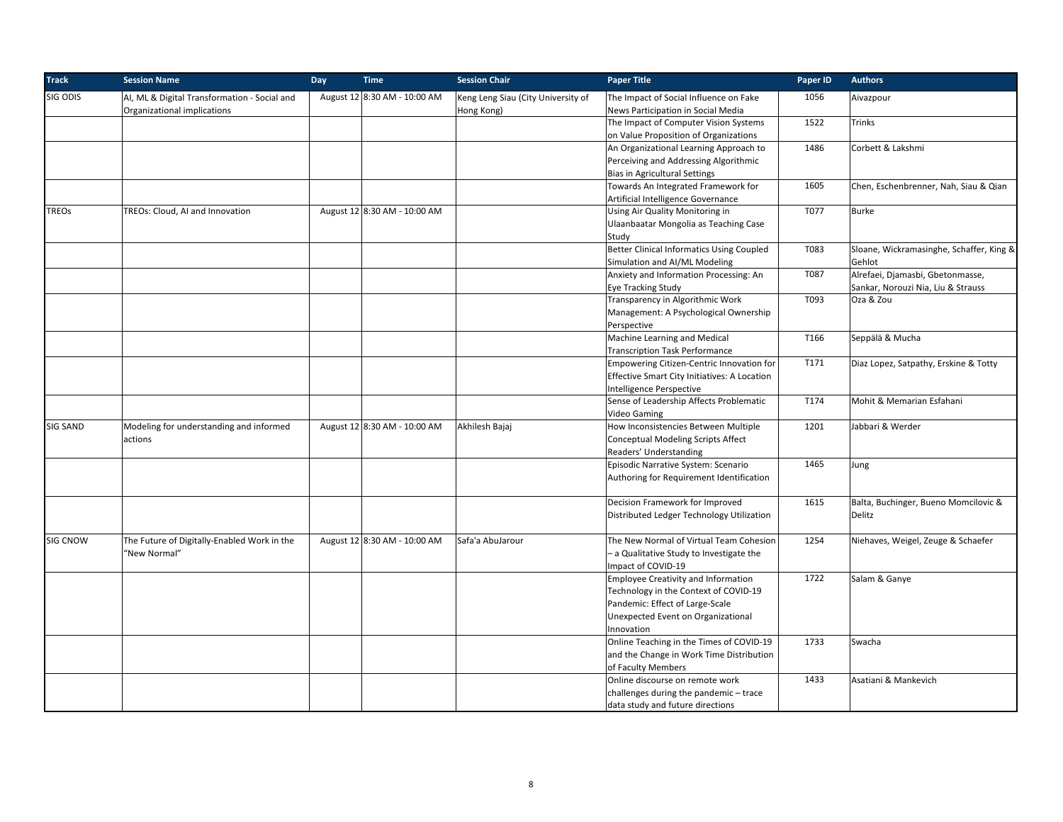| Track | Session Name | Day | Time | Session Chair | Paper Title | Paper ID | Authors |
|---|---|---|---|---|---|---|---|
| SIG ODIS | AI, ML & Digital Transformation - Social and Organizational implications | August 12 | 8:30 AM - 10:00 AM | Keng Leng Siau (City University of Hong Kong) | The Impact of Social Influence on Fake News Participation in Social Media | 1056 | Aivazpour |
| | | | | | The Impact of Computer Vision Systems on Value Proposition of Organizations | 1522 | Trinks |
| | | | | | An Organizational Learning Approach to Perceiving and Addressing Algorithmic Bias in Agricultural Settings | 1486 | Corbett & Lakshmi |
| | | | | | Towards An Integrated Framework for Artificial Intelligence Governance | 1605 | Chen, Eschenbrenner, Nah, Siau & Qian |
| TREOs | TREOs: Cloud, AI and Innovation | August 12 | 8:30 AM - 10:00 AM | | Using Air Quality Monitoring in Ulaanbaatar Mongolia as Teaching Case Study | T077 | Burke |
| | | | | | Better Clinical Informatics Using Coupled Simulation and AI/ML Modeling | T083 | Sloane, Wickramasinghe, Schaffer, King & Gehlot |
| | | | | | Anxiety and Information Processing: An Eye Tracking Study | T087 | Alrefaei, Djamasbi, Gbetonmasse, Sankar, Norouzi Nia, Liu & Strauss |
| | | | | | Transparency in Algorithmic Work Management: A Psychological Ownership Perspective | T093 | Oza & Zou |
| | | | | | Machine Learning and Medical Transcription Task Performance | T166 | Seppälä & Mucha |
| | | | | | Empowering Citizen-Centric Innovation for Effective Smart City Initiatives: A Location Intelligence Perspective | T171 | Diaz Lopez, Satpathy, Erskine & Totty |
| | | | | | Sense of Leadership Affects Problematic Video Gaming | T174 | Mohit & Memarian Esfahani |
| SIG SAND | Modeling for understanding and informed actions | August 12 | 8:30 AM - 10:00 AM | Akhilesh Bajaj | How Inconsistencies Between Multiple Conceptual Modeling Scripts Affect Readers' Understanding | 1201 | Jabbari & Werder |
| | | | | | Episodic Narrative System: Scenario Authoring for Requirement Identification | 1465 | Jung |
| | | | | | Decision Framework for Improved Distributed Ledger Technology Utilization | 1615 | Balta, Buchinger, Bueno Momcilovic & Delitz |
| SIG CNOW | The Future of Digitally-Enabled Work in the "New Normal" | August 12 | 8:30 AM - 10:00 AM | Safa'a AbuJarour | The New Normal of Virtual Team Cohesion – a Qualitative Study to Investigate the Impact of COVID-19 | 1254 | Niehaves, Weigel, Zeuge & Schaefer |
| | | | | | Employee Creativity and Information Technology in the Context of COVID-19 Pandemic: Effect of Large-Scale Unexpected Event on Organizational Innovation | 1722 | Salam & Ganye |
| | | | | | Online Teaching in the Times of COVID-19 and the Change in Work Time Distribution of Faculty Members | 1733 | Swacha |
| | | | | | Online discourse on remote work challenges during the pandemic – trace data study and future directions | 1433 | Asatiani & Mankevich |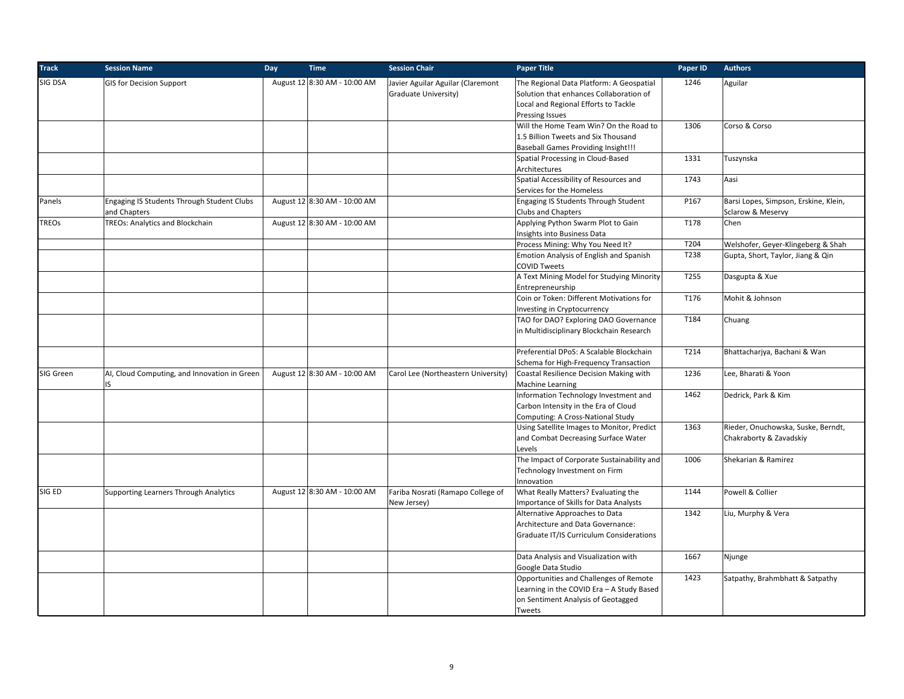| Track | Session Name | Day | Time | Session Chair | Paper Title | Paper ID | Authors |
|---|---|---|---|---|---|---|---|
| SIG DSA | GIS for Decision Support | August 12 | 8:30 AM - 10:00 AM | Javier Aguilar Aguilar (Claremont Graduate University) | The Regional Data Platform: A Geospatial Solution that enhances Collaboration of Local and Regional Efforts to Tackle Pressing Issues | 1246 | Aguilar |
| | | | | | Will the Home Team Win? On the Road to 1.5 Billion Tweets and Six Thousand Baseball Games Providing Insight!!! | 1306 | Corso & Corso |
| | | | | | Spatial Processing in Cloud-Based Architectures | 1331 | Tuszynska |
| | | | | | Spatial Accessibility of Resources and Services for the Homeless | 1743 | Aasi |
| Panels | Engaging IS Students Through Student Clubs and Chapters | August 12 | 8:30 AM - 10:00 AM | | Engaging IS Students Through Student Clubs and Chapters | P167 | Barsi Lopes, Simpson, Erskine, Klein, Sclarow & Meservy |
| TREOs | TREOs: Analytics and Blockchain | August 12 | 8:30 AM - 10:00 AM | | Applying Python Swarm Plot to Gain Insights into Business Data | T178 | Chen |
| | | | | | Process Mining: Why You Need It? | T204 | Welshofer, Geyer-Klingeberg & Shah |
| | | | | | Emotion Analysis of English and Spanish COVID Tweets | T238 | Gupta, Short, Taylor, Jiang & Qin |
| | | | | | A Text Mining Model for Studying Minority Entrepreneurship | T255 | Dasgupta & Xue |
| | | | | | Coin or Token: Different Motivations for Investing in Cryptocurrency | T176 | Mohit & Johnson |
| | | | | | TAO for DAO? Exploring DAO Governance in Multidisciplinary Blockchain Research | T184 | Chuang |
| | | | | | Preferential DPoS: A Scalable Blockchain Schema for High-Frequency Transaction | T214 | Bhattacharjya, Bachani & Wan |
| SIG Green | AI, Cloud Computing, and Innovation in Green IS | August 12 | 8:30 AM - 10:00 AM | Carol Lee (Northeastern University) | Coastal Resilience Decision Making with Machine Learning | 1236 | Lee, Bharati & Yoon |
| | | | | | Information Technology Investment and Carbon Intensity in the Era of Cloud Computing: A Cross-National Study | 1462 | Dedrick, Park & Kim |
| | | | | | Using Satellite Images to Monitor, Predict and Combat Decreasing Surface Water Levels | 1363 | Rieder, Onuchowska, Suske, Berndt, Chakraborty & Zavadskiy |
| | | | | | The Impact of Corporate Sustainability and Technology Investment on Firm Innovation | 1006 | Shekarian & Ramirez |
| SIG ED | Supporting Learners Through Analytics | August 12 | 8:30 AM - 10:00 AM | Fariba Nosrati (Ramapo College of New Jersey) | What Really Matters? Evaluating the Importance of Skills for Data Analysts | 1144 | Powell & Collier |
| | | | | | Alternative Approaches to Data Architecture and Data Governance: Graduate IT/IS Curriculum Considerations | 1342 | Liu, Murphy & Vera |
| | | | | | Data Analysis and Visualization with Google Data Studio | 1667 | Njunge |
| | | | | | Opportunities and Challenges of Remote Learning in the COVID Era – A Study Based on Sentiment Analysis of Geotagged Tweets | 1423 | Satpathy, Brahmbhatt & Satpathy |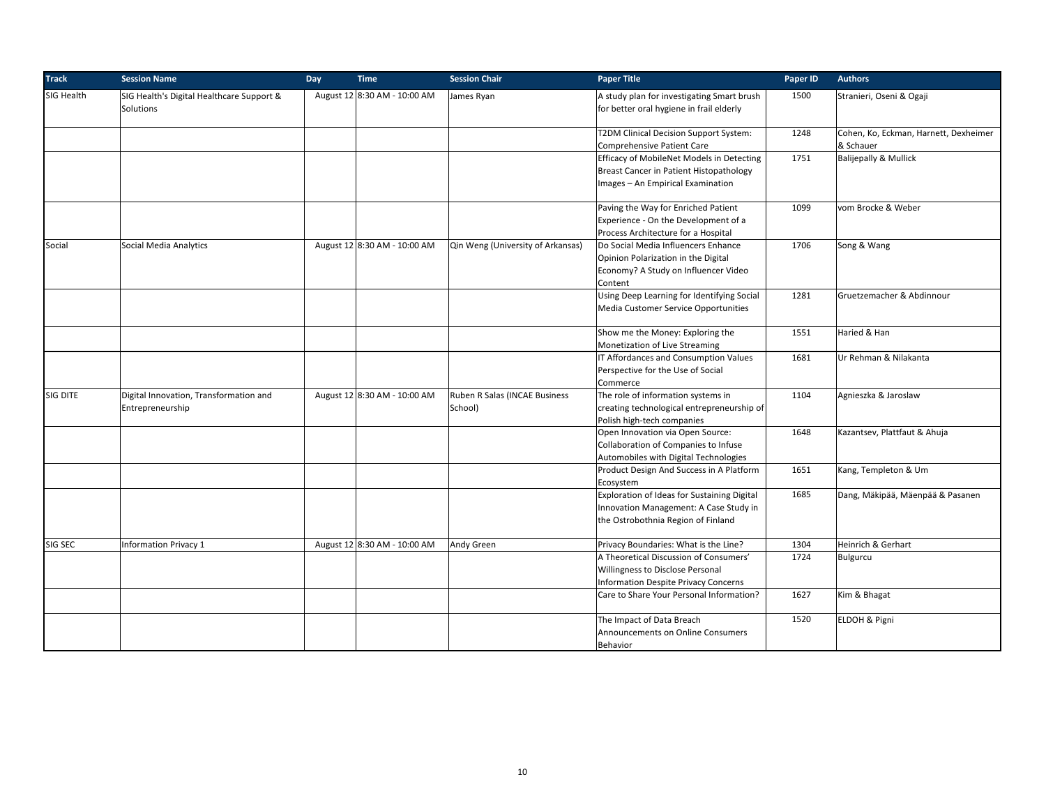| Track | Session Name | Day | Time | Session Chair | Paper Title | Paper ID | Authors |
|---|---|---|---|---|---|---|---|
| SIG Health | SIG Health's Digital Healthcare Support & Solutions | August 12 | 8:30 AM - 10:00 AM | James Ryan | A study plan for investigating Smart brush for better oral hygiene in frail elderly | 1500 | Stranieri, Oseni & Ogaji |
| | | | | | T2DM Clinical Decision Support System: Comprehensive Patient Care | 1248 | Cohen, Ko, Eckman, Harnett, Dexheimer & Schauer |
| | | | | | Efficacy of MobileNet Models in Detecting Breast Cancer in Patient Histopathology Images – An Empirical Examination | 1751 | Balijepally & Mullick |
| | | | | | Paving the Way for Enriched Patient Experience - On the Development of a Process Architecture for a Hospital | 1099 | vom Brocke & Weber |
| Social | Social Media Analytics | August 12 | 8:30 AM - 10:00 AM | Qin Weng (University of Arkansas) | Do Social Media Influencers Enhance Opinion Polarization in the Digital Economy? A Study on Influencer Video Content | 1706 | Song & Wang |
| | | | | | Using Deep Learning for Identifying Social Media Customer Service Opportunities | 1281 | Gruetzemacher & Abdinnour |
| | | | | | Show me the Money: Exploring the Monetization of Live Streaming | 1551 | Haried & Han |
| | | | | | IT Affordances and Consumption Values Perspective for the Use of Social Commerce | 1681 | Ur Rehman & Nilakanta |
| SIG DITE | Digital Innovation, Transformation and Entrepreneurship | August 12 | 8:30 AM - 10:00 AM | Ruben R Salas (INCAE Business School) | The role of information systems in creating technological entrepreneurship of Polish high-tech companies | 1104 | Agnieszka & Jaroslaw |
| | | | | | Open Innovation via Open Source: Collaboration of Companies to Infuse Automobiles with Digital Technologies | 1648 | Kazantsev, Plattfaut & Ahuja |
| | | | | | Product Design And Success in A Platform Ecosystem | 1651 | Kang, Templeton & Um |
| | | | | | Exploration of Ideas for Sustaining Digital Innovation Management: A Case Study in the Ostrobothnia Region of Finland | 1685 | Dang, Mäkipää, Mäenpää & Pasanen |
| SIG SEC | Information Privacy 1 | August 12 | 8:30 AM - 10:00 AM | Andy Green | Privacy Boundaries: What is the Line? | 1304 | Heinrich & Gerhart |
| | | | | | A Theoretical Discussion of Consumers' Willingness to Disclose Personal Information Despite Privacy Concerns | 1724 | Bulgurcu |
| | | | | | Care to Share Your Personal Information? | 1627 | Kim & Bhagat |
| | | | | | The Impact of Data Breach Announcements on Online Consumers Behavior | 1520 | ELDOH & Pigni |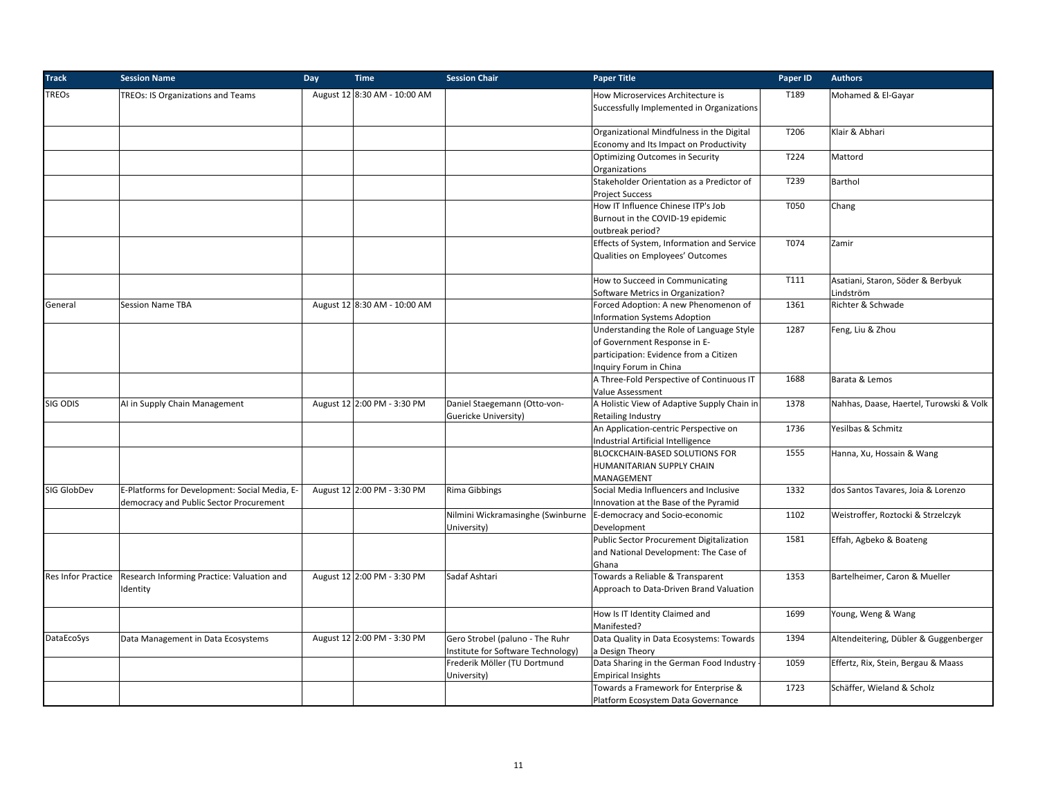| Track | Session Name | Day | Time | Session Chair | Paper Title | Paper ID | Authors |
|---|---|---|---|---|---|---|---|
| TREOs | TREOs: IS Organizations and Teams | August 12 | 8:30 AM - 10:00 AM | | How Microservices Architecture is Successfully Implemented in Organizations | T189 | Mohamed & El-Gayar |
| | | | | | Organizational Mindfulness in the Digital Economy and Its Impact on Productivity | T206 | Klair & Abhari |
| | | | | | Optimizing Outcomes in Security Organizations | T224 | Mattord |
| | | | | | Stakeholder Orientation as a Predictor of Project Success | T239 | Barthol |
| | | | | | How IT Influence Chinese ITP's Job Burnout in the COVID-19 epidemic outbreak period? | T050 | Chang |
| | | | | | Effects of System, Information and Service Qualities on Employees' Outcomes | T074 | Zamir |
| | | | | | How to Succeed in Communicating Software Metrics in Organization? | T111 | Asatiani, Staron, Söder & Berbyuk Lindström |
| General | Session Name TBA | August 12 | 8:30 AM - 10:00 AM | | Forced Adoption: A new Phenomenon of Information Systems Adoption | 1361 | Richter & Schwade |
| | | | | | Understanding the Role of Language Style of Government Response in E-participation: Evidence from a Citizen Inquiry Forum in China | 1287 | Feng, Liu & Zhou |
| | | | | | A Three-Fold Perspective of Continuous IT Value Assessment | 1688 | Barata & Lemos |
| SIG ODIS | AI in Supply Chain Management | August 12 | 2:00 PM - 3:30 PM | Daniel Staegemann (Otto-von-Guericke University) | A Holistic View of Adaptive Supply Chain in Retailing Industry | 1378 | Nahhas, Daase, Haertel, Turowski & Volk |
| | | | | | An Application-centric Perspective on Industrial Artificial Intelligence | 1736 | Yesilbas & Schmitz |
| | | | | | BLOCKCHAIN-BASED SOLUTIONS FOR HUMANITARIAN SUPPLY CHAIN MANAGEMENT | 1555 | Hanna, Xu, Hossain & Wang |
| SIG GlobDev | E-Platforms for Development: Social Media, E-democracy and Public Sector Procurement | August 12 | 2:00 PM - 3:30 PM | Rima Gibbings | Social Media Influencers and Inclusive Innovation at the Base of the Pyramid | 1332 | dos Santos Tavares, Joia & Lorenzo |
| | | | | Nilmini Wickramasinghe (Swinburne University) | E-democracy and Socio-economic Development | 1102 | Weistroffer, Roztocki & Strzelczyk |
| | | | | | Public Sector Procurement Digitalization and National Development: The Case of Ghana | 1581 | Effah, Agbeko & Boateng |
| Res Infor Practice | Research Informing Practice: Valuation and Identity | August 12 | 2:00 PM - 3:30 PM | Sadaf Ashtari | Towards a Reliable & Transparent Approach to Data-Driven Brand Valuation | 1353 | Bartelheimer, Caron & Mueller |
| | | | | | How Is IT Identity Claimed and Manifested? | 1699 | Young, Weng & Wang |
| DataEcoSys | Data Management in Data Ecosystems | August 12 | 2:00 PM - 3:30 PM | Gero Strobel (paluno - The Ruhr Institute for Software Technology) | Data Quality in Data Ecosystems: Towards a Design Theory | 1394 | Altendeitering, Dübler & Guggenberger |
| | | | | Frederik Möller (TU Dortmund University) | Data Sharing in the German Food Industry - Empirical Insights | 1059 | Effertz, Rix, Stein, Bergau & Maass |
| | | | | | Towards a Framework for Enterprise & Platform Ecosystem Data Governance | 1723 | Schäffer, Wieland & Scholz |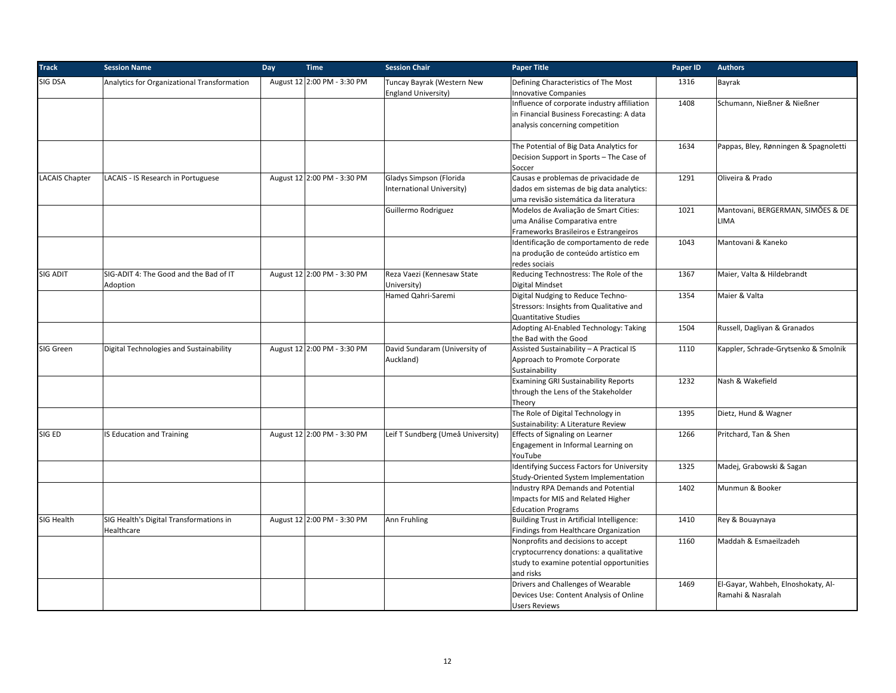| Track | Session Name | Day | Time | Session Chair | Paper Title | Paper ID | Authors |
|---|---|---|---|---|---|---|---|
| SIG DSA | Analytics for Organizational Transformation | August 12 | 2:00 PM - 3:30 PM | Tuncay Bayrak (Western New England University) | Defining Characteristics of The Most Innovative Companies | 1316 | Bayrak |
| | | | | | Influence of corporate industry affiliation in Financial Business Forecasting: A data analysis concerning competition | 1408 | Schumann, Nießner & Nießner |
| | | | | | The Potential of Big Data Analytics for Decision Support in Sports – The Case of Soccer | 1634 | Pappas, Bley, Rønningen & Spagnoletti |
| LACAIS Chapter | LACAIS - IS Research in Portuguese | August 12 | 2:00 PM - 3:30 PM | Gladys Simpson (Florida International University) | Causas e problemas de privacidade de dados em sistemas de big data analytics: uma revisão sistemática da literatura | 1291 | Oliveira & Prado |
| | | | | Guillermo Rodriguez | Modelos de Avaliação de Smart Cities: uma Análise Comparativa entre Frameworks Brasileiros e Estrangeiros | 1021 | Mantovani, BERGERMAN, SIMÕES & DE LIMA |
| | | | | | Identificação de comportamento de rede na produção de conteúdo artístico em redes sociais | 1043 | Mantovani & Kaneko |
| SIG ADIT | SIG-ADIT 4: The Good and the Bad of IT Adoption | August 12 | 2:00 PM - 3:30 PM | Reza Vaezi (Kennesaw State University) | Reducing Technostress: The Role of the Digital Mindset | 1367 | Maier, Valta & Hildebrandt |
| | | | | Hamed Qahri-Saremi | Digital Nudging to Reduce Techno-Stressors: Insights from Qualitative and Quantitative Studies | 1354 | Maier & Valta |
| | | | | | Adopting AI-Enabled Technology: Taking the Bad with the Good | 1504 | Russell, Dagliyan & Granados |
| SIG Green | Digital Technologies and Sustainability | August 12 | 2:00 PM - 3:30 PM | David Sundaram (University of Auckland) | Assisted Sustainability – A Practical IS Approach to Promote Corporate Sustainability | 1110 | Kappler, Schrade-Grytsenko & Smolnik |
| | | | | | Examining GRI Sustainability Reports through the Lens of the Stakeholder Theory | 1232 | Nash & Wakefield |
| | | | | | The Role of Digital Technology in Sustainability: A Literature Review | 1395 | Dietz, Hund & Wagner |
| SIG ED | IS Education and Training | August 12 | 2:00 PM - 3:30 PM | Leif T Sundberg (Umeå University) | Effects of Signaling on Learner Engagement in Informal Learning on YouTube | 1266 | Pritchard, Tan & Shen |
| | | | | | Identifying Success Factors for University Study-Oriented System Implementation | 1325 | Madej, Grabowski & Sagan |
| | | | | | Industry RPA Demands and Potential Impacts for MIS and Related Higher Education Programs | 1402 | Munmun & Booker |
| SIG Health | SIG Health's Digital Transformations in Healthcare | August 12 | 2:00 PM - 3:30 PM | Ann Fruhling | Building Trust in Artificial Intelligence: Findings from Healthcare Organization | 1410 | Rey & Bouaynaya |
| | | | | | Nonprofits and decisions to accept cryptocurrency donations: a qualitative study to examine potential opportunities and risks | 1160 | Maddah & Esmaeilzadeh |
| | | | | | Drivers and Challenges of Wearable Devices Use: Content Analysis of Online Users Reviews | 1469 | El-Gayar, Wahbeh, Elnoshokaty, Al-Ramahi & Nasralah |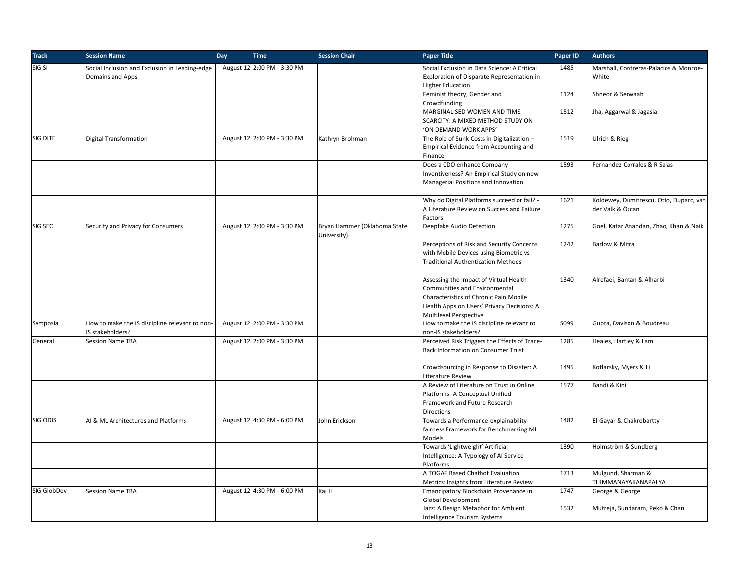| Track | Session Name | Day | Time | Session Chair | Paper Title | Paper ID | Authors |
|---|---|---|---|---|---|---|---|
| SIG SI | Social Inclusion and Exclusion in Leading-edge Domains and Apps | August 12 | 2:00 PM - 3:30 PM | | Social Exclusion in Data Science: A Critical Exploration of Disparate Representation in Higher Education | 1485 | Marshall, Contreras-Palacios & Monroe-White |
| | | | | | Feminist theory, Gender and Crowdfunding | 1124 | Shneor & Serwaah |
| | | | | | MARGINALISED WOMEN AND TIME SCARCITY: A MIXED METHOD STUDY ON 'ON DEMAND WORK APPS' | 1512 | Jha, Aggarwal & Jagasia |
| SIG DITE | Digital Transformation | August 12 | 2:00 PM - 3:30 PM | Kathryn Brohman | The Role of Sunk Costs in Digitalization – Empirical Evidence from Accounting and Finance | 1519 | Ulrich & Rieg |
| | | | | | Does a CDO enhance Company Inventiveness? An Empirical Study on new Managerial Positions and Innovation | 1593 | Fernandez-Corrales & R Salas |
| | | | | | Why do Digital Platforms succeed or fail? - A Literature Review on Success and Failure Factors | 1621 | Koldewey, Dumitrescu, Otto, Duparc, van der Valk & Özcan |
| SIG SEC | Security and Privacy for Consumers | August 12 | 2:00 PM - 3:30 PM | Bryan Hammer (Oklahoma State University) | Deepfake Audio Detection | 1275 | Goel, Katar Anandan, Zhao, Khan & Naik |
| | | | | | Perceptions of Risk and Security Concerns with Mobile Devices using Biometric vs Traditional Authentication Methods | 1242 | Barlow & Mitra |
| | | | | | Assessing the Impact of Virtual Health Communities and Environmental Characteristics of Chronic Pain Mobile Health Apps on Users' Privacy Decisions: A Multilevel Perspective | 1340 | Alrefaei, Bantan & Alharbi |
| Symposia | How to make the IS discipline relevant to non-IS stakeholders? | August 12 | 2:00 PM - 3:30 PM | | How to make the IS discipline relevant to non-IS stakeholders? | S099 | Gupta, Davison & Boudreau |
| General | Session Name TBA | August 12 | 2:00 PM - 3:30 PM | | Perceived Risk Triggers the Effects of Trace-Back Information on Consumer Trust | 1285 | Heales, Hartley & Lam |
| | | | | | Crowdsourcing in Response to Disaster: A Literature Review | 1495 | Kotlarsky, Myers & Li |
| | | | | | A Review of Literature on Trust in Online Platforms- A Conceptual Unified Framework and Future Research Directions | 1577 | Bandi & Kini |
| SIG ODIS | AI & ML Architectures and Platforms | August 12 | 4:30 PM - 6:00 PM | John Erickson | Towards a Performance-explainability-fairness Framework for Benchmarking ML Models | 1482 | El-Gayar & Chakrobartty |
| | | | | | Towards 'Lightweight' Artificial Intelligence: A Typology of AI Service Platforms | 1390 | Holmström & Sundberg |
| | | | | | A TOGAF Based Chatbot Evaluation Metrics: Insights from Literature Review | 1713 | Mulgund, Sharman & THIMMANAYAKANAPALYA |
| SIG GlobDev | Session Name TBA | August 12 | 4:30 PM - 6:00 PM | Kai Li | Emancipatory Blockchain Provenance in Global Development | 1747 | George & George |
| | | | | | Jazz: A Design Metaphor for Ambient Intelligence Tourism Systems | 1532 | Mutreja, Sundaram, Peko & Chan |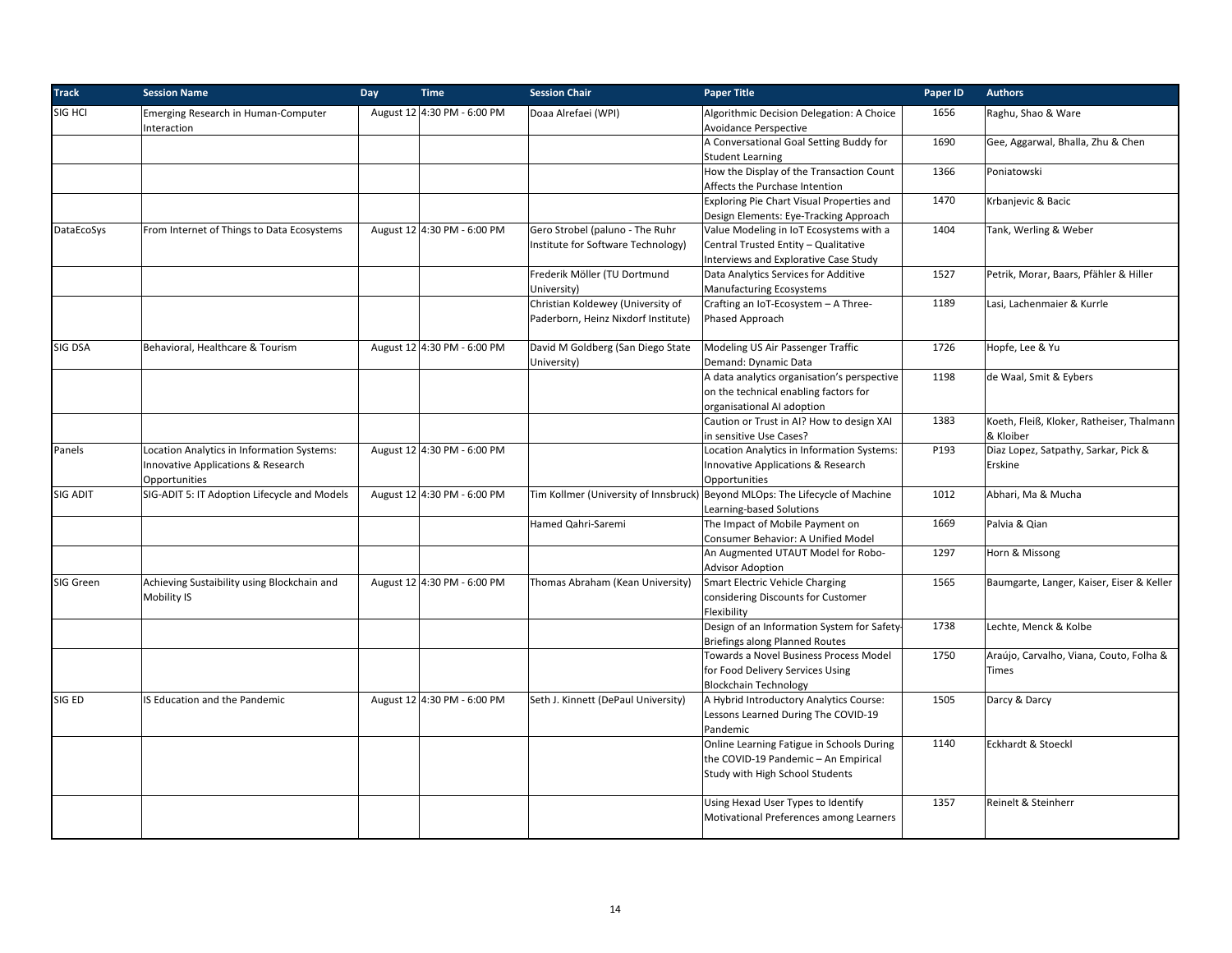| Track | Session Name | Day | Time | Session Chair | Paper Title | Paper ID | Authors |
|---|---|---|---|---|---|---|---|
| SIG HCI | Emerging Research in Human-Computer Interaction | August 12 | 4:30 PM - 6:00 PM | Doaa Alrefaei (WPI) | Algorithmic Decision Delegation: A Choice Avoidance Perspective | 1656 | Raghu, Shao & Ware |
| | | | | | A Conversational Goal Setting Buddy for Student Learning | 1690 | Gee, Aggarwal, Bhalla, Zhu & Chen |
| | | | | | How the Display of the Transaction Count Affects the Purchase Intention | 1366 | Poniatowski |
| | | | | | Exploring Pie Chart Visual Properties and Design Elements: Eye-Tracking Approach | 1470 | Krbanjevic & Bacic |
| DataEcoSys | From Internet of Things to Data Ecosystems | August 12 | 4:30 PM - 6:00 PM | Gero Strobel (paluno - The Ruhr Institute for Software Technology) | Value Modeling in IoT Ecosystems with a Central Trusted Entity – Qualitative Interviews and Explorative Case Study | 1404 | Tank, Werling & Weber |
| | | | | Frederik Möller (TU Dortmund University) | Data Analytics Services for Additive Manufacturing Ecosystems | 1527 | Petrik, Morar, Baars, Pfähler & Hiller |
| | | | | Christian Koldewey (University of Paderborn, Heinz Nixdorf Institute) | Crafting an IoT-Ecosystem – A Three-Phased Approach | 1189 | Lasi, Lachenmaier & Kurrle |
| SIG DSA | Behavioral, Healthcare & Tourism | August 12 | 4:30 PM - 6:00 PM | David M Goldberg (San Diego State University) | Modeling US Air Passenger Traffic Demand: Dynamic Data | 1726 | Hopfe, Lee & Yu |
| | | | | | A data analytics organisation's perspective on the technical enabling factors for organisational AI adoption | 1198 | de Waal, Smit & Eybers |
| | | | | | Caution or Trust in AI? How to design XAI in sensitive Use Cases? | 1383 | Koeth, Fleiß, Kloker, Ratheiser, Thalmann & Kloiber |
| Panels | Location Analytics in Information Systems: Innovative Applications & Research Opportunities | August 12 | 4:30 PM - 6:00 PM | | Location Analytics in Information Systems: Innovative Applications & Research Opportunities | P193 | Diaz Lopez, Satpathy, Sarkar, Pick & Erskine |
| SIG ADIT | SIG-ADIT 5: IT Adoption Lifecycle and Models | August 12 | 4:30 PM - 6:00 PM | Tim Kollmer (University of Innsbruck) | Beyond MLOps: The Lifecycle of Machine Learning-based Solutions | 1012 | Abhari, Ma & Mucha |
| | | | | Hamed Qahri-Saremi | The Impact of Mobile Payment on Consumer Behavior: A Unified Model | 1669 | Palvia & Qian |
| | | | | | An Augmented UTAUT Model for Robo-Advisor Adoption | 1297 | Horn & Missong |
| SIG Green | Achieving Sustaibility using Blockchain and Mobility IS | August 12 | 4:30 PM - 6:00 PM | Thomas Abraham (Kean University) | Smart Electric Vehicle Charging considering Discounts for Customer Flexibility | 1565 | Baumgarte, Langer, Kaiser, Eiser & Keller |
| | | | | | Design of an Information System for Safety-Briefings along Planned Routes | 1738 | Lechte, Menck & Kolbe |
| | | | | | Towards a Novel Business Process Model for Food Delivery Services Using Blockchain Technology | 1750 | Araújo, Carvalho, Viana, Couto, Folha & Times |
| SIG ED | IS Education and the Pandemic | August 12 | 4:30 PM - 6:00 PM | Seth J. Kinnett (DePaul University) | A Hybrid Introductory Analytics Course: Lessons Learned During The COVID-19 Pandemic | 1505 | Darcy & Darcy |
| | | | | | Online Learning Fatigue in Schools During the COVID-19 Pandemic – An Empirical Study with High School Students | 1140 | Eckhardt & Stoeckl |
| | | | | | Using Hexad User Types to Identify Motivational Preferences among Learners | 1357 | Reinelt & Steinherr |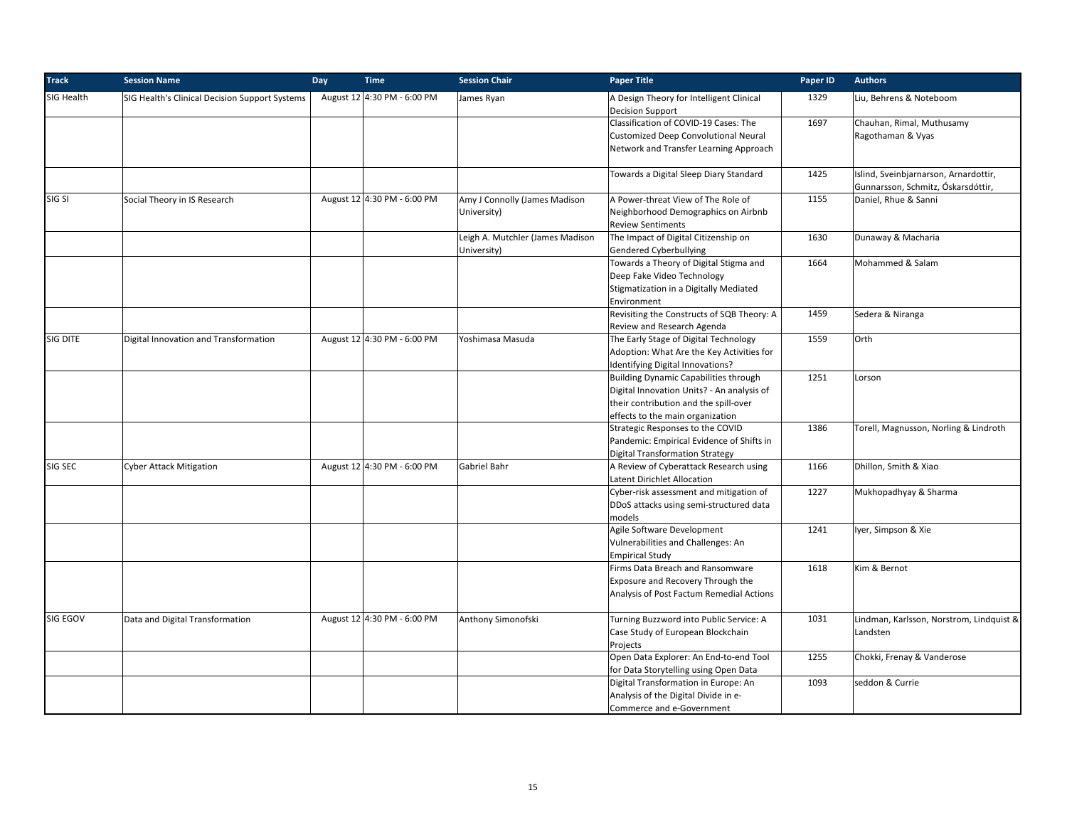| Track | Session Name | Day | Time | Session Chair | Paper Title | Paper ID | Authors |
| --- | --- | --- | --- | --- | --- | --- | --- |
| SIG Health | SIG Health's Clinical Decision Support Systems | August 12 | 4:30 PM - 6:00 PM | James Ryan | A Design Theory for Intelligent Clinical Decision Support | 1329 | Liu, Behrens & Noteboom |
| | | | | | Classification of COVID-19 Cases: The Customized Deep Convolutional Neural Network and Transfer Learning Approach | 1697 | Chauhan, Rimal, Muthusamy Ragothaman & Vyas |
| | | | | | Towards a Digital Sleep Diary Standard | 1425 | Islind, Sveinbjarnarson, Arnardottir, Gunnarsson, Schmitz, Óskarsdóttir, |
| SIG SI | Social Theory in IS Research | August 12 | 4:30 PM - 6:00 PM | Amy J Connolly (James Madison University) | A Power-threat View of The Role of Neighborhood Demographics on Airbnb Review Sentiments | 1155 | Daniel, Rhue & Sanni |
| | | | | Leigh A. Mutchler (James Madison University) | The Impact of Digital Citizenship on Gendered Cyberbullying | 1630 | Dunaway & Macharia |
| | | | | | Towards a Theory of Digital Stigma and Deep Fake Video Technology Stigmatization in a Digitally Mediated Environment | 1664 | Mohammed & Salam |
| | | | | | Revisiting the Constructs of SQB Theory: A Review and Research Agenda | 1459 | Sedera & Niranga |
| SIG DITE | Digital Innovation and Transformation | August 12 | 4:30 PM - 6:00 PM | Yoshimasa Masuda | The Early Stage of Digital Technology Adoption: What Are the Key Activities for Identifying Digital Innovations? | 1559 | Orth |
| | | | | | Building Dynamic Capabilities through Digital Innovation Units? - An analysis of their contribution and the spill-over effects to the main organization | 1251 | Lorson |
| | | | | | Strategic Responses to the COVID Pandemic: Empirical Evidence of Shifts in Digital Transformation Strategy | 1386 | Torell, Magnusson, Norling & Lindroth |
| SIG SEC | Cyber Attack Mitigation | August 12 | 4:30 PM - 6:00 PM | Gabriel Bahr | A Review of Cyberattack Research using Latent Dirichlet Allocation | 1166 | Dhillon, Smith & Xiao |
| | | | | | Cyber-risk assessment and mitigation of DDoS attacks using semi-structured data models | 1227 | Mukhopadhyay & Sharma |
| | | | | | Agile Software Development Vulnerabilities and Challenges: An Empirical Study | 1241 | Iyer, Simpson & Xie |
| | | | | | Firms Data Breach and Ransomware Exposure and Recovery Through the Analysis of Post Factum Remedial Actions | 1618 | Kim & Bernot |
| SIG EGOV | Data and Digital Transformation | August 12 | 4:30 PM - 6:00 PM | Anthony Simonofski | Turning Buzzword into Public Service: A Case Study of European Blockchain Projects | 1031 | Lindman, Karlsson, Norstrom, Lindquist & Landsten |
| | | | | | Open Data Explorer: An End-to-end Tool for Data Storytelling using Open Data | 1255 | Chokki, Frenay & Vanderose |
| | | | | | Digital Transformation in Europe: An Analysis of the Digital Divide in e-Commerce and e-Government | 1093 | seddon & Currie |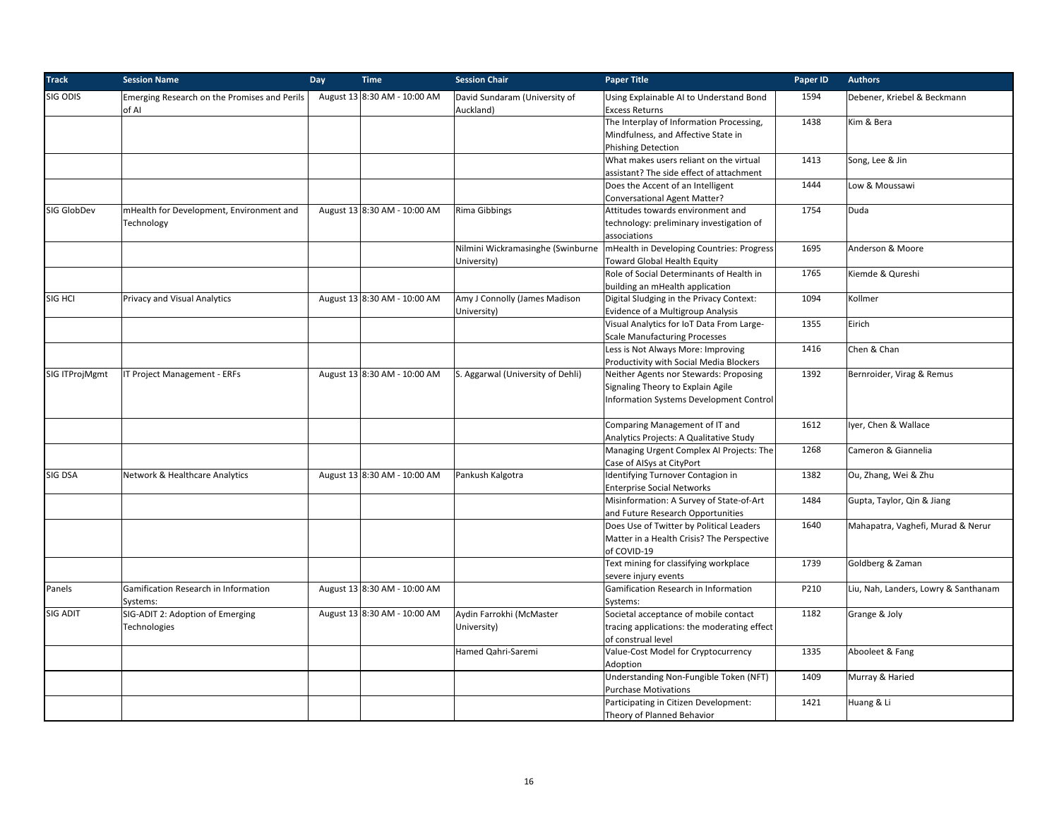| Track | Session Name | Day | Time | Session Chair | Paper Title | Paper ID | Authors |
|---|---|---|---|---|---|---|---|
| SIG ODIS | Emerging Research on the Promises and Perils of AI | August 13 | 8:30 AM - 10:00 AM | David Sundaram (University of Auckland) | Using Explainable AI to Understand Bond Excess Returns | 1594 | Debener, Kriebel & Beckmann |
| | | | | | The Interplay of Information Processing, Mindfulness, and Affective State in Phishing Detection | 1438 | Kim & Bera |
| | | | | | What makes users reliant on the virtual assistant? The side effect of attachment | 1413 | Song, Lee & Jin |
| | | | | | Does the Accent of an Intelligent Conversational Agent Matter? | 1444 | Low & Moussawi |
| SIG GlobDev | mHealth for Development, Environment and Technology | August 13 | 8:30 AM - 10:00 AM | Rima Gibbings | Attitudes towards environment and technology: preliminary investigation of associations | 1754 | Duda |
| | | | | Nilmini Wickramasinghe (Swinburne University) | mHealth in Developing Countries: Progress Toward Global Health Equity | 1695 | Anderson & Moore |
| | | | | | Role of Social Determinants of Health in building an mHealth application | 1765 | Kiemde & Qureshi |
| SIG HCI | Privacy and Visual Analytics | August 13 | 8:30 AM - 10:00 AM | Amy J Connolly (James Madison University) | Digital Sludging in the Privacy Context: Evidence of a Multigroup Analysis | 1094 | Kollmer |
| | | | | | Visual Analytics for IoT Data From Large-Scale Manufacturing Processes | 1355 | Eirich |
| | | | | | Less is Not Always More: Improving Productivity with Social Media Blockers | 1416 | Chen & Chan |
| SIG ITProjMgmt | IT Project Management - ERFs | August 13 | 8:30 AM - 10:00 AM | S. Aggarwal (University of Dehli) | Neither Agents nor Stewards: Proposing Signaling Theory to Explain Agile Information Systems Development Control | 1392 | Bernroider, Virag & Remus |
| | | | | | Comparing Management of IT and Analytics Projects: A Qualitative Study | 1612 | Iyer, Chen & Wallace |
| | | | | | Managing Urgent Complex AI Projects: The Case of AISys at CityPort | 1268 | Cameron & Giannelia |
| SIG DSA | Network & Healthcare Analytics | August 13 | 8:30 AM - 10:00 AM | Pankush Kalgotra | Identifying Turnover Contagion in Enterprise Social Networks | 1382 | Ou, Zhang, Wei & Zhu |
| | | | | | Misinformation: A Survey of State-of-Art and Future Research Opportunities | 1484 | Gupta, Taylor, Qin & Jiang |
| | | | | | Does Use of Twitter by Political Leaders Matter in a Health Crisis? The Perspective of COVID-19 | 1640 | Mahapatra, Vaghefi, Murad & Nerur |
| | | | | | Text mining for classifying workplace severe injury events | 1739 | Goldberg & Zaman |
| Panels | Gamification Research in Information Systems: | August 13 | 8:30 AM - 10:00 AM | | Gamification Research in Information Systems: | P210 | Liu, Nah, Landers, Lowry & Santhanam |
| SIG ADIT | SIG-ADIT 2: Adoption of Emerging Technologies | August 13 | 8:30 AM - 10:00 AM | Aydin Farrokhi (McMaster University) | Societal acceptance of mobile contact tracing applications: the moderating effect of construal level | 1182 | Grange & Joly |
| | | | | Hamed Qahri-Saremi | Value-Cost Model for Cryptocurrency Adoption | 1335 | Abooleet & Fang |
| | | | | | Understanding Non-Fungible Token (NFT) Purchase Motivations | 1409 | Murray & Haried |
| | | | | | Participating in Citizen Development: Theory of Planned Behavior | 1421 | Huang & Li |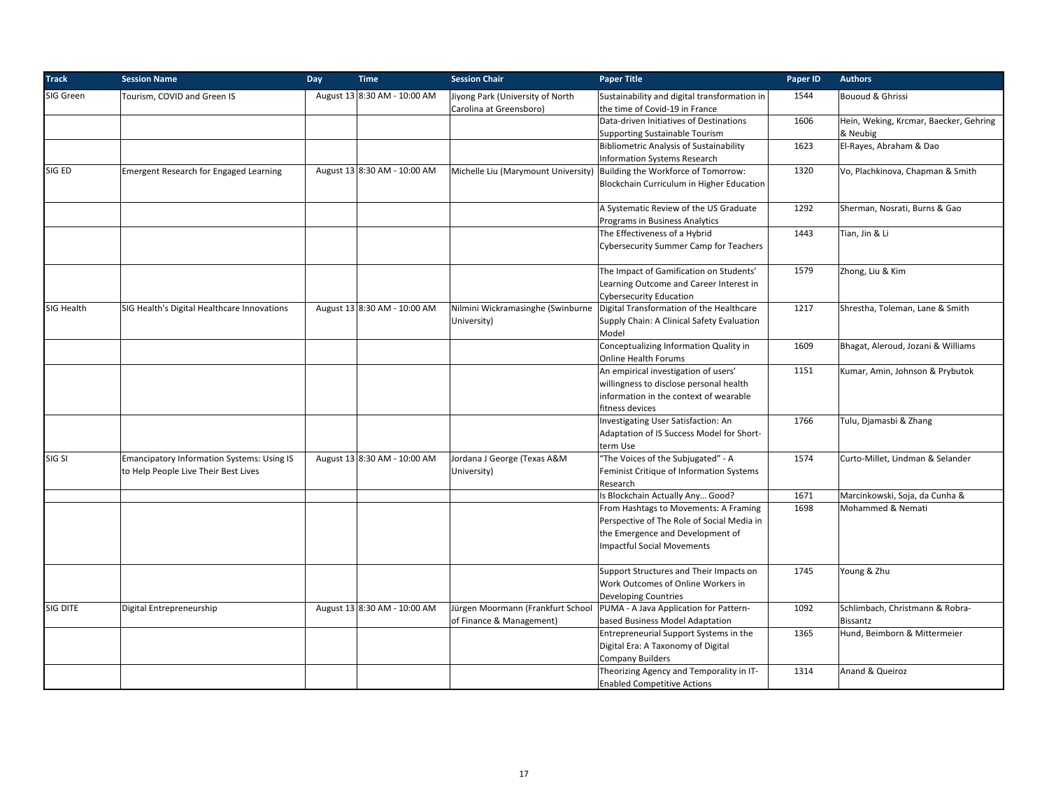| Track | Session Name | Day | Time | Session Chair | Paper Title | Paper ID | Authors |
|---|---|---|---|---|---|---|---|
| SIG Green | Tourism, COVID and Green IS | August 13 | 8:30 AM - 10:00 AM | Jiyong Park (University of North Carolina at Greensboro) | Sustainability and digital transformation in the time of Covid-19 in France | 1544 | Bououd & Ghrissi |
| | | | | | Data-driven Initiatives of Destinations Supporting Sustainable Tourism | 1606 | Hein, Weking, Krcmar, Baecker, Gehring & Neubig |
| | | | | | Bibliometric Analysis of Sustainability Information Systems Research | 1623 | El-Rayes, Abraham & Dao |
| SIG ED | Emergent Research for Engaged Learning | August 13 | 8:30 AM - 10:00 AM | Michelle Liu (Marymount University) | Building the Workforce of Tomorrow: Blockchain Curriculum in Higher Education | 1320 | Vo, Plachkinova, Chapman & Smith |
| | | | | | A Systematic Review of the US Graduate Programs in Business Analytics | 1292 | Sherman, Nosrati, Burns & Gao |
| | | | | | The Effectiveness of a Hybrid Cybersecurity Summer Camp for Teachers | 1443 | Tian, Jin & Li |
| | | | | | The Impact of Gamification on Students' Learning Outcome and Career Interest in Cybersecurity Education | 1579 | Zhong, Liu & Kim |
| SIG Health | SIG Health's Digital Healthcare Innovations | August 13 | 8:30 AM - 10:00 AM | Nilmini Wickramasinghe (Swinburne University) | Digital Transformation of the Healthcare Supply Chain: A Clinical Safety Evaluation Model | 1217 | Shrestha, Toleman, Lane & Smith |
| | | | | | Conceptualizing Information Quality in Online Health Forums | 1609 | Bhagat, Aleroud, Jozani & Williams |
| | | | | | An empirical investigation of users' willingness to disclose personal health information in the context of wearable fitness devices | 1151 | Kumar, Amin, Johnson & Prybutok |
| | | | | | Investigating User Satisfaction: An Adaptation of IS Success Model for Short-term Use | 1766 | Tulu, Djamasbi & Zhang |
| SIG SI | Emancipatory Information Systems: Using IS to Help People Live Their Best Lives | August 13 | 8:30 AM - 10:00 AM | Jordana J George (Texas A&M University) | "The Voices of the Subjugated" - A Feminist Critique of Information Systems Research | 1574 | Curto-Millet, Lindman & Selander |
| | | | | | Is Blockchain Actually Any… Good? | 1671 | Marcinkowski, Soja, da Cunha & |
| | | | | | From Hashtags to Movements: A Framing Perspective of The Role of Social Media in the Emergence and Development of Impactful Social Movements | 1698 | Mohammed & Nemati |
| | | | | | Support Structures and Their Impacts on Work Outcomes of Online Workers in Developing Countries | 1745 | Young & Zhu |
| SIG DITE | Digital Entrepreneurship | August 13 | 8:30 AM - 10:00 AM | Jürgen Moormann (Frankfurt School of Finance & Management) | PUMA - A Java Application for Pattern-based Business Model Adaptation | 1092 | Schlimbach, Christmann & Robra-Bissantz |
| | | | | | Entrepreneurial Support Systems in the Digital Era: A Taxonomy of Digital Company Builders | 1365 | Hund, Beimborn & Mittermeier |
| | | | | | Theorizing Agency and Temporality in IT-Enabled Competitive Actions | 1314 | Anand & Queiroz |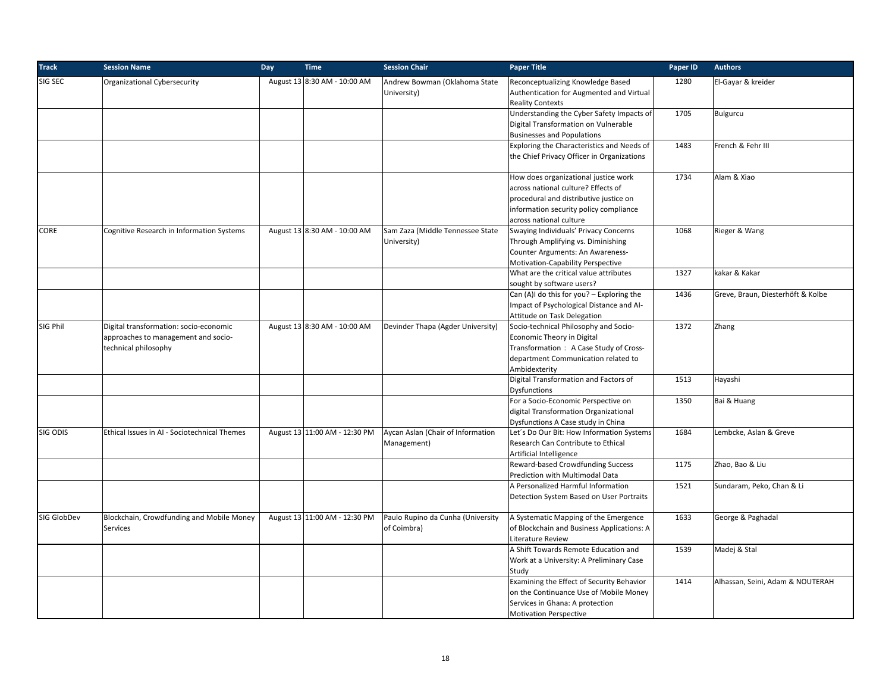| Track | Session Name | Day | Time | Session Chair | Paper Title | Paper ID | Authors |
|---|---|---|---|---|---|---|---|
| SIG SEC | Organizational Cybersecurity | August 13 | 8:30 AM - 10:00 AM | Andrew Bowman (Oklahoma State University) | Reconceptualizing Knowledge Based Authentication for Augmented and Virtual Reality Contexts | 1280 | El-Gayar & kreider |
| | | | | | Understanding the Cyber Safety Impacts of Digital Transformation on Vulnerable Businesses and Populations | 1705 | Bulgurcu |
| | | | | | Exploring the Characteristics and Needs of the Chief Privacy Officer in Organizations | 1483 | French & Fehr III |
| | | | | | How does organizational justice work across national culture? Effects of procedural and distributive justice on information security policy compliance across national culture | 1734 | Alam & Xiao |
| CORE | Cognitive Research in Information Systems | August 13 | 8:30 AM - 10:00 AM | Sam Zaza (Middle Tennessee State University) | Swaying Individuals' Privacy Concerns Through Amplifying vs. Diminishing Counter Arguments: An Awareness-Motivation-Capability Perspective | 1068 | Rieger & Wang |
| | | | | | What are the critical value attributes sought by software users? | 1327 | kakar & Kakar |
| | | | | | Can (A)I do this for you? – Exploring the Impact of Psychological Distance and AI-Attitude on Task Delegation | 1436 | Greve, Braun, Diesterhöft & Kolbe |
| SIG Phil | Digital transformation: socio-economic approaches to management and socio-technical philosophy | August 13 | 8:30 AM - 10:00 AM | Devinder Thapa (Agder University) | Socio-technical Philosophy and Socio-Economic Theory in Digital Transformation：A Case Study of Cross-department Communication related to Ambidexterity | 1372 | Zhang |
| | | | | | Digital Transformation and Factors of Dysfunctions | 1513 | Hayashi |
| | | | | | For a Socio-Economic Perspective on digital Transformation Organizational Dysfunctions A Case study in China | 1350 | Bai & Huang |
| SIG ODIS | Ethical Issues in AI - Sociotechnical Themes | August 13 | 11:00 AM - 12:30 PM | Aycan Aslan (Chair of Information Management) | Let´s Do Our Bit: How Information Systems Research Can Contribute to Ethical Artificial Intelligence | 1684 | Lembcke, Aslan & Greve |
| | | | | | Reward-based Crowdfunding Success Prediction with Multimodal Data | 1175 | Zhao, Bao & Liu |
| | | | | | A Personalized Harmful Information Detection System Based on User Portraits | 1521 | Sundaram, Peko, Chan & Li |
| SIG GlobDev | Blockchain, Crowdfunding and Mobile Money Services | August 13 | 11:00 AM - 12:30 PM | Paulo Rupino da Cunha (University of Coimbra) | A Systematic Mapping of the Emergence of Blockchain and Business Applications: A Literature Review | 1633 | George & Paghadal |
| | | | | | A Shift Towards Remote Education and Work at a University: A Preliminary Case Study | 1539 | Madej & Stal |
| | | | | | Examining the Effect of Security Behavior on the Continuance Use of Mobile Money Services in Ghana: A protection Motivation Perspective | 1414 | Alhassan, Seini, Adam & NOUTERAH |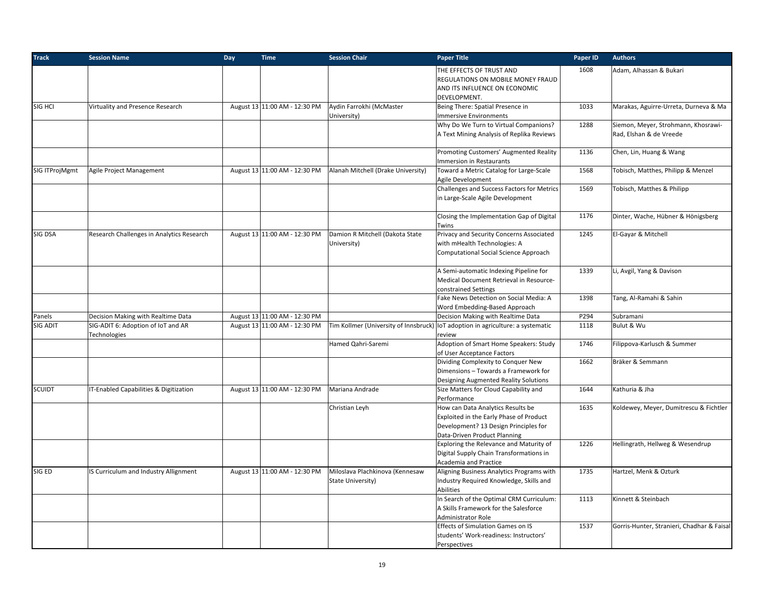| Track | Session Name | Day | Time | Session Chair | Paper Title | Paper ID | Authors |
| --- | --- | --- | --- | --- | --- | --- | --- |
| | | | | | THE EFFECTS OF TRUST AND REGULATIONS ON MOBILE MONEY FRAUD AND ITS INFLUENCE ON ECONOMIC DEVELOPMENT. | 1608 | Adam, Alhassan & Bukari |
| SIG HCI | Virtuality and Presence Research | August 13 | 11:00 AM - 12:30 PM | Aydin Farrokhi (McMaster University) | Being There: Spatial Presence in Immersive Environments | 1033 | Marakas, Aguirre-Urreta, Durneva & Ma |
| | | | | | Why Do We Turn to Virtual Companions? A Text Mining Analysis of Replika Reviews | 1288 | Siemon, Meyer, Strohmann, Khosrawi-Rad, Elshan & de Vreede |
| | | | | | Promoting Customers' Augmented Reality Immersion in Restaurants | 1136 | Chen, Lin, Huang & Wang |
| SIG ITProjMgmt | Agile Project Management | August 13 | 11:00 AM - 12:30 PM | Alanah Mitchell (Drake University) | Toward a Metric Catalog for Large-Scale Agile Development | 1568 | Tobisch, Matthes, Philipp & Menzel |
| | | | | | Challenges and Success Factors for Metrics in Large-Scale Agile Development | 1569 | Tobisch, Matthes & Philipp |
| | | | | | Closing the Implementation Gap of Digital Twins | 1176 | Dinter, Wache, Hübner & Hönigsberg |
| SIG DSA | Research Challenges in Analytics Research | August 13 | 11:00 AM - 12:30 PM | Damion R Mitchell (Dakota State University) | Privacy and Security Concerns Associated with mHealth Technologies: A Computational Social Science Approach | 1245 | El-Gayar & Mitchell |
| | | | | | A Semi-automatic Indexing Pipeline for Medical Document Retrieval in Resource-constrained Settings | 1339 | Li, Avgil, Yang & Davison |
| | | | | | Fake News Detection on Social Media: A Word Embedding-Based Approach | 1398 | Tang, Al-Ramahi & Sahin |
| Panels | Decision Making with Realtime Data | August 13 | 11:00 AM - 12:30 PM | | Decision Making with Realtime Data | P294 | Subramani |
| SIG ADIT | SIG-ADIT 6: Adoption of IoT and AR Technologies | August 13 | 11:00 AM - 12:30 PM | Tim Kollmer (University of Innsbruck) | IoT adoption in agriculture: a systematic review | 1118 | Bulut & Wu |
| | | | | Hamed Qahri-Saremi | Adoption of Smart Home Speakers: Study of User Acceptance Factors | 1746 | Filippova-Karlusch & Summer |
| | | | | | Dividing Complexity to Conquer New Dimensions – Towards a Framework for Designing Augmented Reality Solutions | 1662 | Bräker & Semmann |
| SCUIDT | IT-Enabled Capabilities & Digitization | August 13 | 11:00 AM - 12:30 PM | Mariana Andrade | Size Matters for Cloud Capability and Performance | 1644 | Kathuria & Jha |
| | | | | Christian Leyh | How can Data Analytics Results be Exploited in the Early Phase of Product Development? 13 Design Principles for Data-Driven Product Planning | 1635 | Koldewey, Meyer, Dumitrescu & Fichtler |
| | | | | | Exploring the Relevance and Maturity of Digital Supply Chain Transformations in Academia and Practice | 1226 | Hellingrath, Hellweg & Wesendrup |
| SIG ED | IS Curriculum and Industry Allignment | August 13 | 11:00 AM - 12:30 PM | Miloslava Plachkinova (Kennesaw State University) | Aligning Business Analytics Programs with Industry Required Knowledge, Skills and Abilities | 1735 | Hartzel, Menk & Ozturk |
| | | | | | In Search of the Optimal CRM Curriculum: A Skills Framework for the Salesforce Administrator Role | 1113 | Kinnett & Steinbach |
| | | | | | Effects of Simulation Games on IS students' Work-readiness: Instructors' Perspectives | 1537 | Gorris-Hunter, Stranieri, Chadhar & Faisal |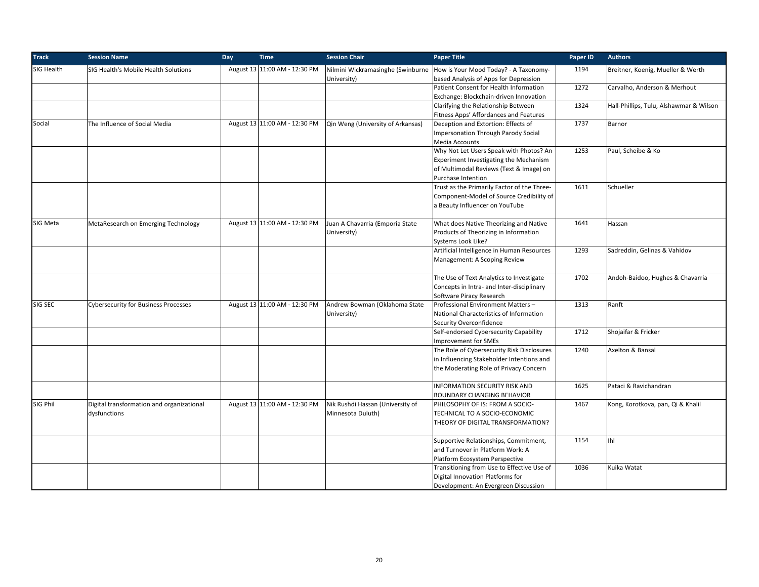| Track | Session Name | Day | Time | Session Chair | Paper Title | Paper ID | Authors |
|---|---|---|---|---|---|---|---|
| SIG Health | SIG Health's Mobile Health Solutions | August 13 | 11:00 AM - 12:30 PM | Nilmini Wickramasinghe (Swinburne University) | How is Your Mood Today? - A Taxonomy-based Analysis of Apps for Depression | 1194 | Breitner, Koenig, Mueller & Werth |
| | | | | | Patient Consent for Health Information Exchange: Blockchain-driven Innovation | 1272 | Carvalho, Anderson & Merhout |
| | | | | | Clarifying the Relationship Between Fitness Apps' Affordances and Features | 1324 | Hall-Phillips, Tulu, Alshawmar & Wilson |
| Social | The Influence of Social Media | August 13 | 11:00 AM - 12:30 PM | Qin Weng (University of Arkansas) | Deception and Extortion: Effects of Impersonation Through Parody Social Media Accounts | 1737 | Barnor |
| | | | | | Why Not Let Users Speak with Photos? An Experiment Investigating the Mechanism of Multimodal Reviews (Text & Image) on Purchase Intention | 1253 | Paul, Scheibe & Ko |
| | | | | | Trust as the Primarily Factor of the Three-Component-Model of Source Credibility of a Beauty Influencer on YouTube | 1611 | Schueller |
| SIG Meta | MetaResearch on Emerging Technology | August 13 | 11:00 AM - 12:30 PM | Juan A Chavarria (Emporia State University) | What does Native Theorizing and Native Products of Theorizing in Information Systems Look Like? | 1641 | Hassan |
| | | | | | Artificial Intelligence in Human Resources Management: A Scoping Review | 1293 | Sadreddin, Gelinas & Vahidov |
| | | | | | The Use of Text Analytics to Investigate Concepts in Intra- and Inter-disciplinary Software Piracy Research | 1702 | Andoh-Baidoo, Hughes & Chavarria |
| SIG SEC | Cybersecurity for Business Processes | August 13 | 11:00 AM - 12:30 PM | Andrew Bowman (Oklahoma State University) | Professional Environment Matters – National Characteristics of Information Security Overconfidence | 1313 | Ranft |
| | | | | | Self-endorsed Cybersecurity Capability Improvement for SMEs | 1712 | Shojaifar & Fricker |
| | | | | | The Role of Cybersecurity Risk Disclosures in Influencing Stakeholder Intentions and the Moderating Role of Privacy Concern | 1240 | Axelton & Bansal |
| | | | | | INFORMATION SECURITY RISK AND BOUNDARY CHANGING BEHAVIOR | 1625 | Pataci & Ravichandran |
| SIG Phil | Digital transformation and organizational dysfunctions | August 13 | 11:00 AM - 12:30 PM | Nik Rushdi Hassan (University of Minnesota Duluth) | PHILOSOPHY OF IS: FROM A SOCIO-TECHNICAL TO A SOCIO-ECONOMIC THEORY OF DIGITAL TRANSFORMATION? | 1467 | Kong, Korotkova, pan, Qi & Khalil |
| | | | | | Supportive Relationships, Commitment, and Turnover in Platform Work: A Platform Ecosystem Perspective | 1154 | Ihl |
| | | | | | Transitioning from Use to Effective Use of Digital Innovation Platforms for Development: An Evergreen Discussion | 1036 | Kuika Watat |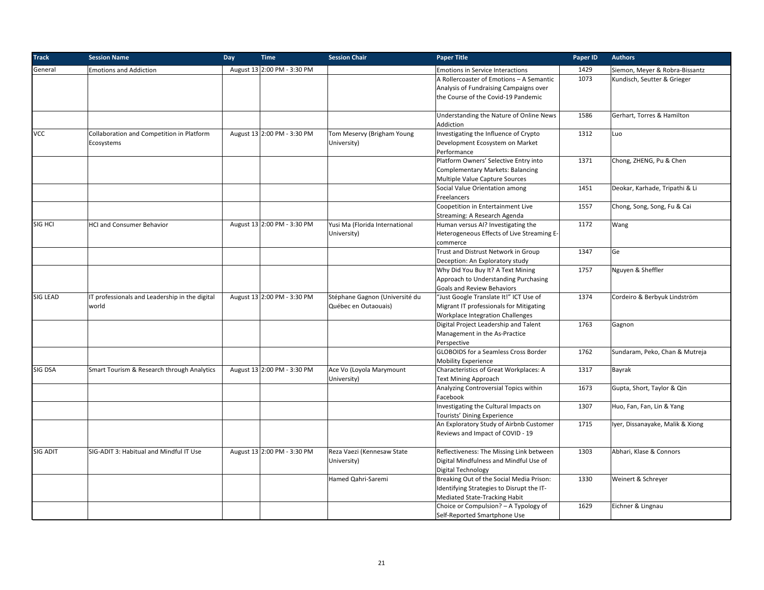| Track | Session Name | Day | Time | Session Chair | Paper Title | Paper ID | Authors |
|---|---|---|---|---|---|---|---|
| General | Emotions and Addiction | August 13 | 2:00 PM - 3:30 PM | | Emotions in Service Interactions | 1429 | Siemon, Meyer & Robra-Bissantz |
| | | | | | A Rollercoaster of Emotions – A Semantic Analysis of Fundraising Campaigns over the Course of the Covid-19 Pandemic | 1073 | Kundisch, Seutter & Grieger |
| | | | | | Understanding the Nature of Online News Addiction | 1586 | Gerhart, Torres & Hamilton |
| VCC | Collaboration and Competition in Platform Ecosystems | August 13 | 2:00 PM - 3:30 PM | Tom Meservy (Brigham Young University) | Investigating the Influence of Crypto Development Ecosystem on Market Performance | 1312 | Luo |
| | | | | | Platform Owners' Selective Entry into Complementary Markets: Balancing Multiple Value Capture Sources | 1371 | Chong, ZHENG, Pu & Chen |
| | | | | | Social Value Orientation among Freelancers | 1451 | Deokar, Karhade, Tripathi & Li |
| | | | | | Coopetition in Entertainment Live Streaming: A Research Agenda | 1557 | Chong, Song, Song, Fu & Cai |
| SIG HCI | HCI and Consumer Behavior | August 13 | 2:00 PM - 3:30 PM | Yusi Ma (Florida International University) | Human versus AI? Investigating the Heterogeneous Effects of Live Streaming E-commerce | 1172 | Wang |
| | | | | | Trust and Distrust Network in Group Deception: An Exploratory study | 1347 | Ge |
| | | | | | Why Did You Buy It? A Text Mining Approach to Understanding Purchasing Goals and Review Behaviors | 1757 | Nguyen & Sheffler |
| SIG LEAD | IT professionals and Leadership in the digital world | August 13 | 2:00 PM - 3:30 PM | Stéphane Gagnon (Université du Québec en Outaouais) | "Just Google Translate It!" ICT Use of Migrant IT professionals for Mitigating Workplace Integration Challenges | 1374 | Cordeiro & Berbyuk Lindström |
| | | | | | Digital Project Leadership and Talent Management in the As-Practice Perspective | 1763 | Gagnon |
| | | | | | GLOBOIDS for a Seamless Cross Border Mobility Experience | 1762 | Sundaram, Peko, Chan & Mutreja |
| SIG DSA | Smart Tourism & Research through Analytics | August 13 | 2:00 PM - 3:30 PM | Ace Vo (Loyola Marymount University) | Characteristics of Great Workplaces: A Text Mining Approach | 1317 | Bayrak |
| | | | | | Analyzing Controversial Topics within Facebook | 1673 | Gupta, Short, Taylor & Qin |
| | | | | | Investigating the Cultural Impacts on Tourists' Dining Experience | 1307 | Huo, Fan, Fan, Lin & Yang |
| | | | | | An Exploratory Study of Airbnb Customer Reviews and Impact of COVID - 19 | 1715 | Iyer, Dissanayake, Malik & Xiong |
| SIG ADIT | SIG-ADIT 3: Habitual and Mindful IT Use | August 13 | 2:00 PM - 3:30 PM | Reza Vaezi (Kennesaw State University) | Reflectiveness: The Missing Link between Digital Mindfulness and Mindful Use of Digital Technology | 1303 | Abhari, Klase & Connors |
| | | | | Hamed Qahri-Saremi | Breaking Out of the Social Media Prison: Identifying Strategies to Disrupt the IT-Mediated State-Tracking Habit | 1330 | Weinert & Schreyer |
| | | | | | Choice or Compulsion? – A Typology of Self-Reported Smartphone Use | 1629 | Eichner & Lingnau |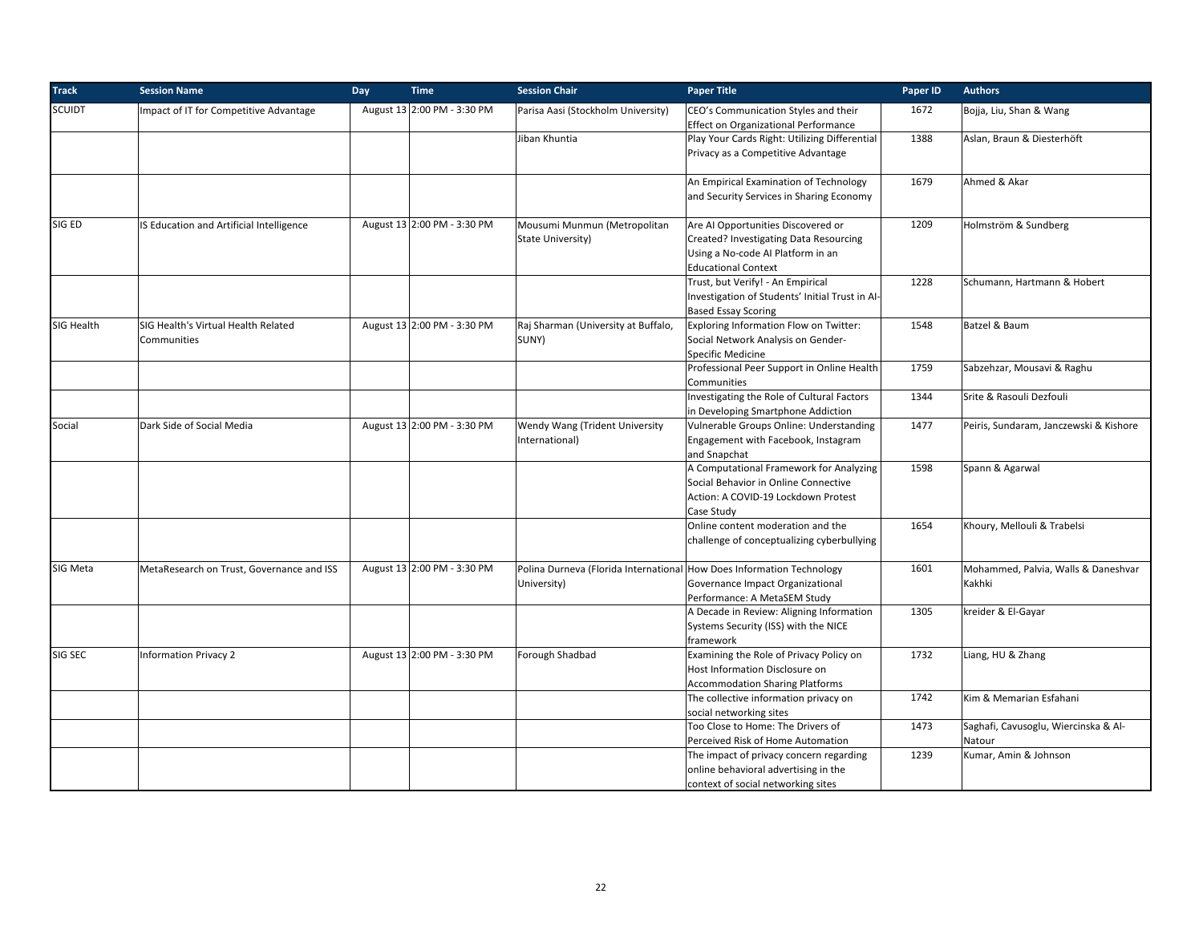| Track | Session Name | Day | Time | Session Chair | Paper Title | Paper ID | Authors |
|---|---|---|---|---|---|---|---|
| SCUIDT | Impact of IT for Competitive Advantage | August 13 | 2:00 PM - 3:30 PM | Parisa Aasi (Stockholm University) | CEO's Communication Styles and their Effect on Organizational Performance | 1672 | Bojja, Liu, Shan & Wang |
| | | | | Jiban Khuntia | Play Your Cards Right: Utilizing Differential Privacy as a Competitive Advantage | 1388 | Aslan, Braun & Diesterhöft |
| | | | | | An Empirical Examination of Technology and Security Services in Sharing Economy | 1679 | Ahmed & Akar |
| SIG ED | IS Education and Artificial Intelligence | August 13 | 2:00 PM - 3:30 PM | Mousumi Munmun (Metropolitan State University) | Are AI Opportunities Discovered or Created? Investigating Data Resourcing Using a No-code AI Platform in an Educational Context | 1209 | Holmström & Sundberg |
| | | | | | Trust, but Verify! - An Empirical Investigation of Students' Initial Trust in AI-Based Essay Scoring | 1228 | Schumann, Hartmann & Hobert |
| SIG Health | SIG Health's Virtual Health Related Communities | August 13 | 2:00 PM - 3:30 PM | Raj Sharman (University at Buffalo, SUNY) | Exploring Information Flow on Twitter: Social Network Analysis on Gender-Specific Medicine | 1548 | Batzel & Baum |
| | | | | | Professional Peer Support in Online Health Communities | 1759 | Sabzehzar, Mousavi & Raghu |
| | | | | | Investigating the Role of Cultural Factors in Developing Smartphone Addiction | 1344 | Srite & Rasouli Dezfouli |
| Social | Dark Side of Social Media | August 13 | 2:00 PM - 3:30 PM | Wendy Wang (Trident University International) | Vulnerable Groups Online: Understanding Engagement with Facebook, Instagram and Snapchat | 1477 | Peiris, Sundaram, Janczewski & Kishore |
| | | | | | A Computational Framework for Analyzing Social Behavior in Online Connective Action: A COVID-19 Lockdown Protest Case Study | 1598 | Spann & Agarwal |
| | | | | | Online content moderation and the challenge of conceptualizing cyberbullying | 1654 | Khoury, Mellouli & Trabelsi |
| SIG Meta | MetaResearch on Trust, Governance and ISS | August 13 | 2:00 PM - 3:30 PM | Polina Durneva (Florida International University) | How Does Information Technology Governance Impact Organizational Performance: A MetaSEM Study | 1601 | Mohammed, Palvia, Walls & Daneshvar Kakhki |
| | | | | | A Decade in Review: Aligning Information Systems Security (ISS) with the NICE framework | 1305 | kreider & El-Gayar |
| SIG SEC | Information Privacy 2 | August 13 | 2:00 PM - 3:30 PM | Forough Shadbad | Examining the Role of Privacy Policy on Host Information Disclosure on Accommodation Sharing Platforms | 1732 | Liang, HU & Zhang |
| | | | | | The collective information privacy on social networking sites | 1742 | Kim & Memarian Esfahani |
| | | | | | Too Close to Home: The Drivers of Perceived Risk of Home Automation | 1473 | Saghafi, Cavusoglu, Wiercinska & Al-Natour |
| | | | | | The impact of privacy concern regarding online behavioral advertising in the context of social networking sites | 1239 | Kumar, Amin & Johnson |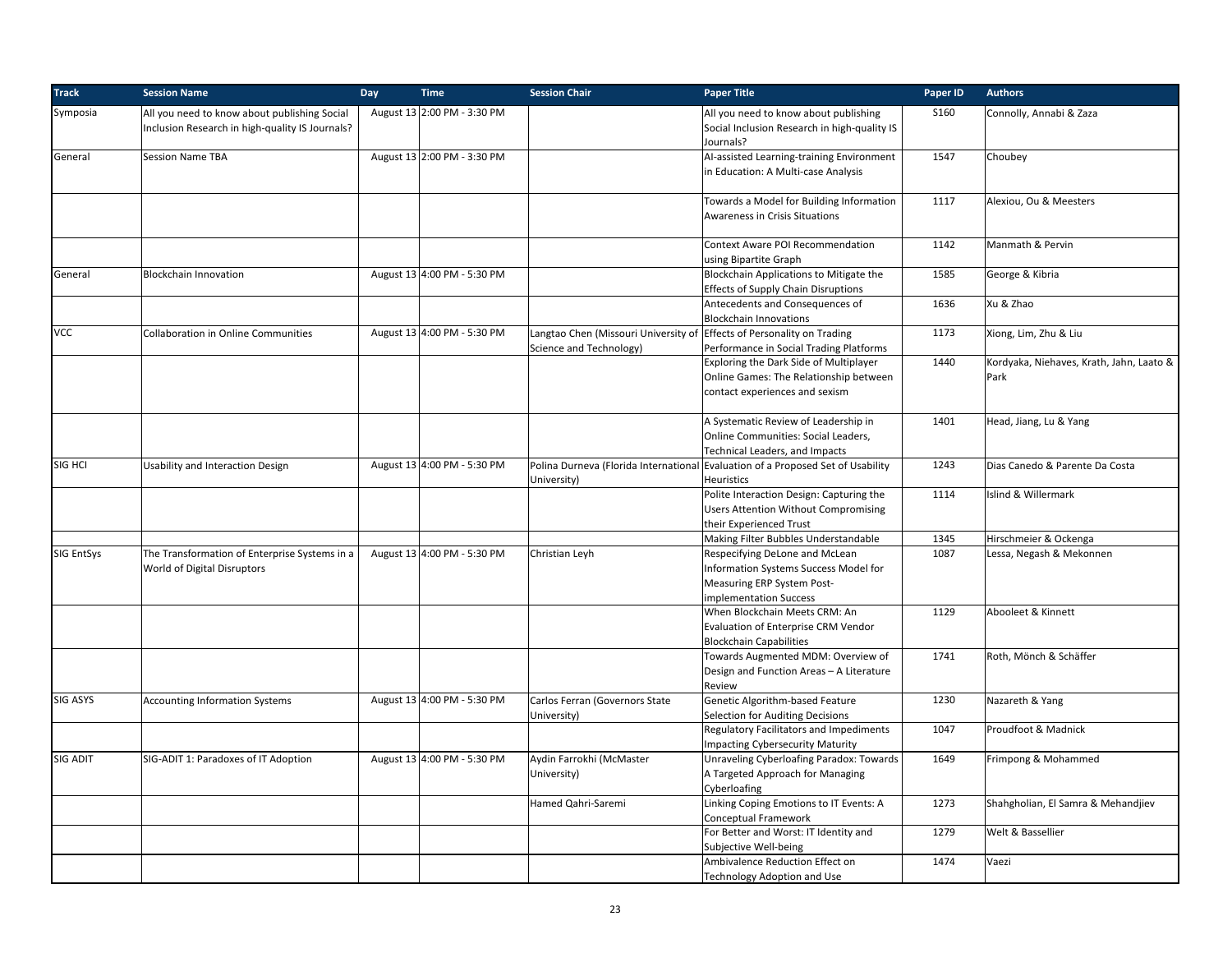| Track | Session Name | Day | Time | Session Chair | Paper Title | Paper ID | Authors |
|---|---|---|---|---|---|---|---|
| Symposia | All you need to know about publishing Social Inclusion Research in high-quality IS Journals? | August 13 | 2:00 PM - 3:30 PM | | All you need to know about publishing Social Inclusion Research in high-quality IS Journals? | S160 | Connolly, Annabi & Zaza |
| General | Session Name TBA | August 13 | 2:00 PM - 3:30 PM | | AI-assisted Learning-training Environment in Education: A Multi-case Analysis | 1547 | Choubey |
| | | | | | Towards a Model for Building Information Awareness in Crisis Situations | 1117 | Alexiou, Ou & Meesters |
| | | | | | Context Aware POI Recommendation using Bipartite Graph | 1142 | Manmath & Pervin |
| General | Blockchain Innovation | August 13 | 4:00 PM - 5:30 PM | | Blockchain Applications to Mitigate the Effects of Supply Chain Disruptions | 1585 | George & Kibria |
| | | | | | Antecedents and Consequences of Blockchain Innovations | 1636 | Xu & Zhao |
| VCC | Collaboration in Online Communities | August 13 | 4:00 PM - 5:30 PM | Langtao Chen (Missouri University of Science and Technology) | Effects of Personality on Trading Performance in Social Trading Platforms | 1173 | Xiong, Lim, Zhu & Liu |
| | | | | | Exploring the Dark Side of Multiplayer Online Games: The Relationship between contact experiences and sexism | 1440 | Kordyaka, Niehaves, Krath, Jahn, Laato & Park |
| | | | | | A Systematic Review of Leadership in Online Communities: Social Leaders, Technical Leaders, and Impacts | 1401 | Head, Jiang, Lu & Yang |
| SIG HCI | Usability and Interaction Design | August 13 | 4:00 PM - 5:30 PM | Polina Durneva (Florida International University) | Evaluation of a Proposed Set of Usability Heuristics | 1243 | Dias Canedo & Parente Da Costa |
| | | | | | Polite Interaction Design: Capturing the Users Attention Without Compromising their Experienced Trust | 1114 | Islind & Willermark |
| | | | | | Making Filter Bubbles Understandable | 1345 | Hirschmeier & Ockenga |
| SIG EntSys | The Transformation of Enterprise Systems in a World of Digital Disruptors | August 13 | 4:00 PM - 5:30 PM | Christian Leyh | Respecifying DeLone and McLean Information Systems Success Model for Measuring ERP System Post-implementation Success | 1087 | Lessa, Negash & Mekonnen |
| | | | | | When Blockchain Meets CRM: An Evaluation of Enterprise CRM Vendor Blockchain Capabilities | 1129 | Abooleet & Kinnett |
| | | | | | Towards Augmented MDM: Overview of Design and Function Areas – A Literature Review | 1741 | Roth, Mönch & Schäffer |
| SIG ASYS | Accounting Information Systems | August 13 | 4:00 PM - 5:30 PM | Carlos Ferran (Governors State University) | Genetic Algorithm-based Feature Selection for Auditing Decisions | 1230 | Nazareth & Yang |
| | | | | | Regulatory Facilitators and Impediments Impacting Cybersecurity Maturity | 1047 | Proudfoot & Madnick |
| SIG ADIT | SIG-ADIT 1: Paradoxes of IT Adoption | August 13 | 4:00 PM - 5:30 PM | Aydin Farrokhi (McMaster University) | Unraveling Cyberloafing Paradox: Towards A Targeted Approach for Managing Cyberloafing | 1649 | Frimpong & Mohammed |
| | | | | Hamed Qahri-Saremi | Linking Coping Emotions to IT Events: A Conceptual Framework | 1273 | Shahgholian, El Samra & Mehandjiev |
| | | | | | For Better and Worst: IT Identity and Subjective Well-being | 1279 | Welt & Bassellier |
| | | | | | Ambivalence Reduction Effect on Technology Adoption and Use | 1474 | Vaezi |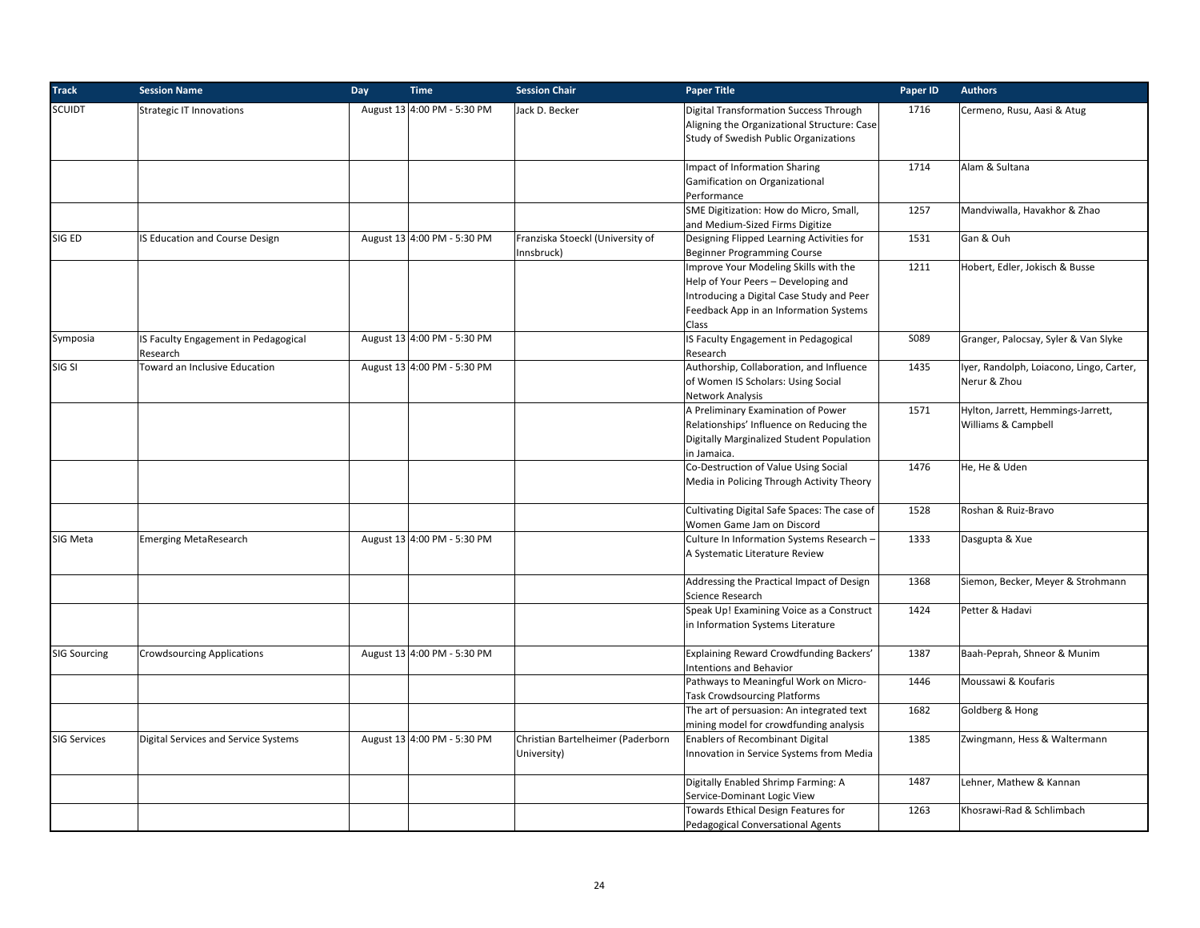| Track | Session Name | Day | Time | Session Chair | Paper Title | Paper ID | Authors |
|---|---|---|---|---|---|---|---|
| SCUIDT | Strategic IT Innovations | August 13 | 4:00 PM - 5:30 PM | Jack D. Becker | Digital Transformation Success Through Aligning the Organizational Structure: Case Study of Swedish Public Organizations | 1716 | Cermeno, Rusu, Aasi & Atug |
| | | | | | Impact of Information Sharing Gamification on Organizational Performance | 1714 | Alam & Sultana |
| | | | | | SME Digitization: How do Micro, Small, and Medium-Sized Firms Digitize | 1257 | Mandviwalla, Havakhor & Zhao |
| SIG ED | IS Education and Course Design | August 13 | 4:00 PM - 5:30 PM | Franziska Stoeckl (University of Innsbruck) | Designing Flipped Learning Activities for Beginner Programming Course | 1531 | Gan & Ouh |
| | | | | | Improve Your Modeling Skills with the Help of Your Peers – Developing and Introducing a Digital Case Study and Peer Feedback App in an Information Systems Class | 1211 | Hobert, Edler, Jokisch & Busse |
| Symposia | IS Faculty Engagement in Pedagogical Research | August 13 | 4:00 PM - 5:30 PM | | IS Faculty Engagement in Pedagogical Research | S089 | Granger, Palocsay, Syler & Van Slyke |
| SIG SI | Toward an Inclusive Education | August 13 | 4:00 PM - 5:30 PM | | Authorship, Collaboration, and Influence of Women IS Scholars: Using Social Network Analysis | 1435 | Iyer, Randolph, Loiacono, Lingo, Carter, Nerur & Zhou |
| | | | | | A Preliminary Examination of Power Relationships' Influence on Reducing the Digitally Marginalized Student Population in Jamaica. | 1571 | Hylton, Jarrett, Hemmings-Jarrett, Williams & Campbell |
| | | | | | Co-Destruction of Value Using Social Media in Policing Through Activity Theory | 1476 | He, He & Uden |
| | | | | | Cultivating Digital Safe Spaces: The case of Women Game Jam on Discord | 1528 | Roshan & Ruiz-Bravo |
| SIG Meta | Emerging MetaResearch | August 13 | 4:00 PM - 5:30 PM | | Culture In Information Systems Research – A Systematic Literature Review | 1333 | Dasgupta & Xue |
| | | | | | Addressing the Practical Impact of Design Science Research | 1368 | Siemon, Becker, Meyer & Strohmann |
| | | | | | Speak Up! Examining Voice as a Construct in Information Systems Literature | 1424 | Petter & Hadavi |
| SIG Sourcing | Crowdsourcing Applications | August 13 | 4:00 PM - 5:30 PM | | Explaining Reward Crowdfunding Backers' Intentions and Behavior | 1387 | Baah-Peprah, Shneor & Munim |
| | | | | | Pathways to Meaningful Work on Micro-Task Crowdsourcing Platforms | 1446 | Moussawi & Koufaris |
| | | | | | The art of persuasion: An integrated text mining model for crowdfunding analysis | 1682 | Goldberg & Hong |
| SIG Services | Digital Services and Service Systems | August 13 | 4:00 PM - 5:30 PM | Christian Bartelheimer (Paderborn University) | Enablers of Recombinant Digital Innovation in Service Systems from Media | 1385 | Zwingmann, Hess & Waltermann |
| | | | | | Digitally Enabled Shrimp Farming: A Service-Dominant Logic View | 1487 | Lehner, Mathew & Kannan |
| | | | | | Towards Ethical Design Features for Pedagogical Conversational Agents | 1263 | Khosrawi-Rad & Schlimbach |